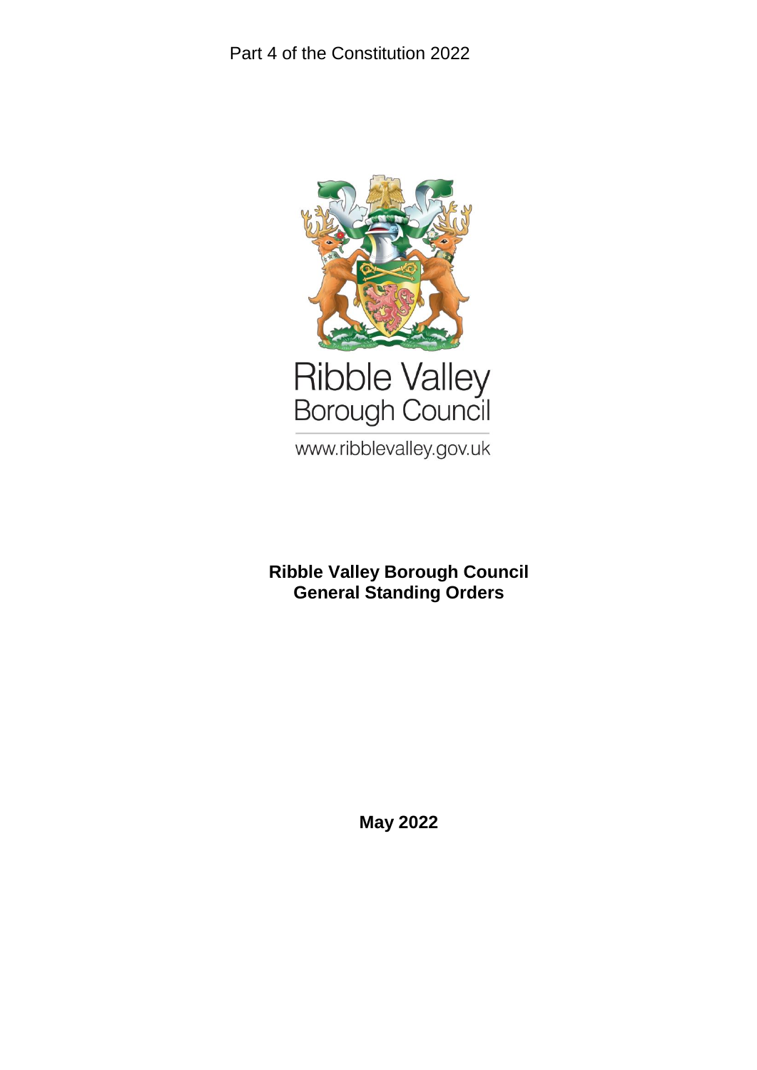Part 4 of the Constitution 2022

Ribble Valley
Borough Council

www.ribblevalley.gov.uk

**Ribble Valley Borough Council**
**General Standing Orders**

**May 2022**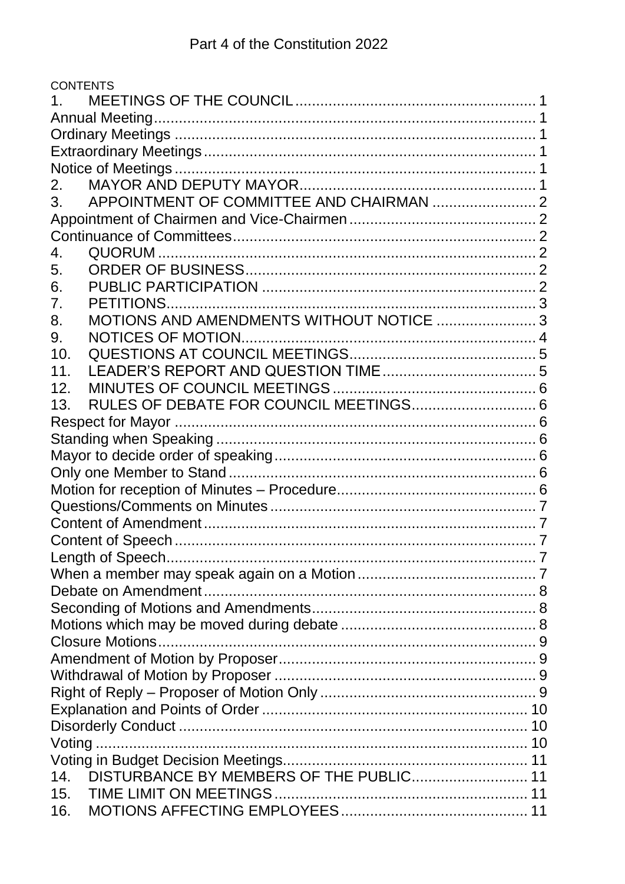# Part 4 of the Constitution 2022

CONTENTS

1. MEETINGS OF THE COUNCIL ........ 1
Annual Meeting ........ 1
Ordinary Meetings ........ 1
Extraordinary Meetings ........ 1
Notice of Meetings ........ 1
2. MAYOR AND DEPUTY MAYOR ........ 1
3. APPOINTMENT OF COMMITTEE AND CHAIRMAN ........ 2
Appointment of Chairmen and Vice-Chairmen ........ 2
Continuance of Committees ........ 2
4. QUORUM ........ 2
5. ORDER OF BUSINESS ........ 2
6. PUBLIC PARTICIPATION ........ 2
7. PETITIONS ........ 3
8. MOTIONS AND AMENDMENTS WITHOUT NOTICE ........ 3
9. NOTICES OF MOTION ........ 4
10. QUESTIONS AT COUNCIL MEETINGS ........ 5
11. LEADER'S REPORT AND QUESTION TIME ........ 5
12. MINUTES OF COUNCIL MEETINGS ........ 6
13. RULES OF DEBATE FOR COUNCIL MEETINGS ........ 6
Respect for Mayor ........ 6
Standing when Speaking ........ 6
Mayor to decide order of speaking ........ 6
Only one Member to Stand ........ 6
Motion for reception of Minutes – Procedure ........ 6
Questions/Comments on Minutes ........ 7
Content of Amendment ........ 7
Content of Speech ........ 7
Length of Speech ........ 7
When a member may speak again on a Motion ........ 7
Debate on Amendment ........ 8
Seconding of Motions and Amendments ........ 8
Motions which may be moved during debate ........ 8
Closure Motions ........ 9
Amendment of Motion by Proposer ........ 9
Withdrawal of Motion by Proposer ........ 9
Right of Reply – Proposer of Motion Only ........ 9
Explanation and Points of Order ........ 10
Disorderly Conduct ........ 10
Voting ........ 10
Voting in Budget Decision Meetings ........ 11
14. DISTURBANCE BY MEMBERS OF THE PUBLIC ........ 11
15. TIME LIMIT ON MEETINGS ........ 11
16. MOTIONS AFFECTING EMPLOYEES ........ 11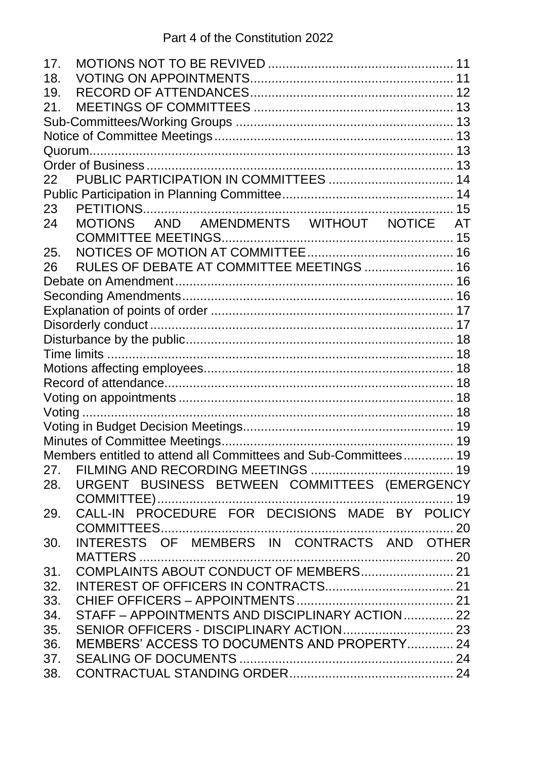17. MOTIONS NOT TO BE REVIVED ........ 11
18. VOTING ON APPOINTMENTS ........ 11
19. RECORD OF ATTENDANCES ........ 12
21. MEETINGS OF COMMITTEES ........ 13

Sub-Committees/Working Groups ........ 13
Notice of Committee Meetings ........ 13
Quorum ........ 13
Order of Business ........ 13

22 PUBLIC PARTICIPATION IN COMMITTEES ........ 14

Public Participation in Planning Committee ........ 14

23 PETITIONS ........ 15
24 MOTIONS AND AMENDMENTS WITHOUT NOTICE AT COMMITTEE MEETINGS ........ 15
25. NOTICES OF MOTION AT COMMITTEE ........ 16
26 RULES OF DEBATE AT COMMITTEE MEETINGS ........ 16

Debate on Amendment ........ 16
Seconding Amendments ........ 16
Explanation of points of order ........ 17
Disorderly conduct ........ 17
Disturbance by the public ........ 18
Time limits ........ 18
Motions affecting employees ........ 18
Record of attendance ........ 18
Voting on appointments ........ 18
Voting ........ 18
Voting in Budget Decision Meetings ........ 19
Minutes of Committee Meetings ........ 19
Members entitled to attend all Committees and Sub-Committees ........ 19

27. FILMING AND RECORDING MEETINGS ........ 19
28. URGENT BUSINESS BETWEEN COMMITTEES (EMERGENCY COMMITTEE) ........ 19
29. CALL-IN PROCEDURE FOR DECISIONS MADE BY POLICY COMMITTEES ........ 20
30. INTERESTS OF MEMBERS IN CONTRACTS AND OTHER MATTERS ........ 20
31. COMPLAINTS ABOUT CONDUCT OF MEMBERS ........ 21
32. INTEREST OF OFFICERS IN CONTRACTS ........ 21
33. CHIEF OFFICERS – APPOINTMENTS ........ 21
34. STAFF – APPOINTMENTS AND DISCIPLINARY ACTION ........ 22
35. SENIOR OFFICERS - DISCIPLINARY ACTION ........ 23
36. MEMBERS' ACCESS TO DOCUMENTS AND PROPERTY ........ 24
37. SEALING OF DOCUMENTS ........ 24
38. CONTRACTUAL STANDING ORDER ........ 24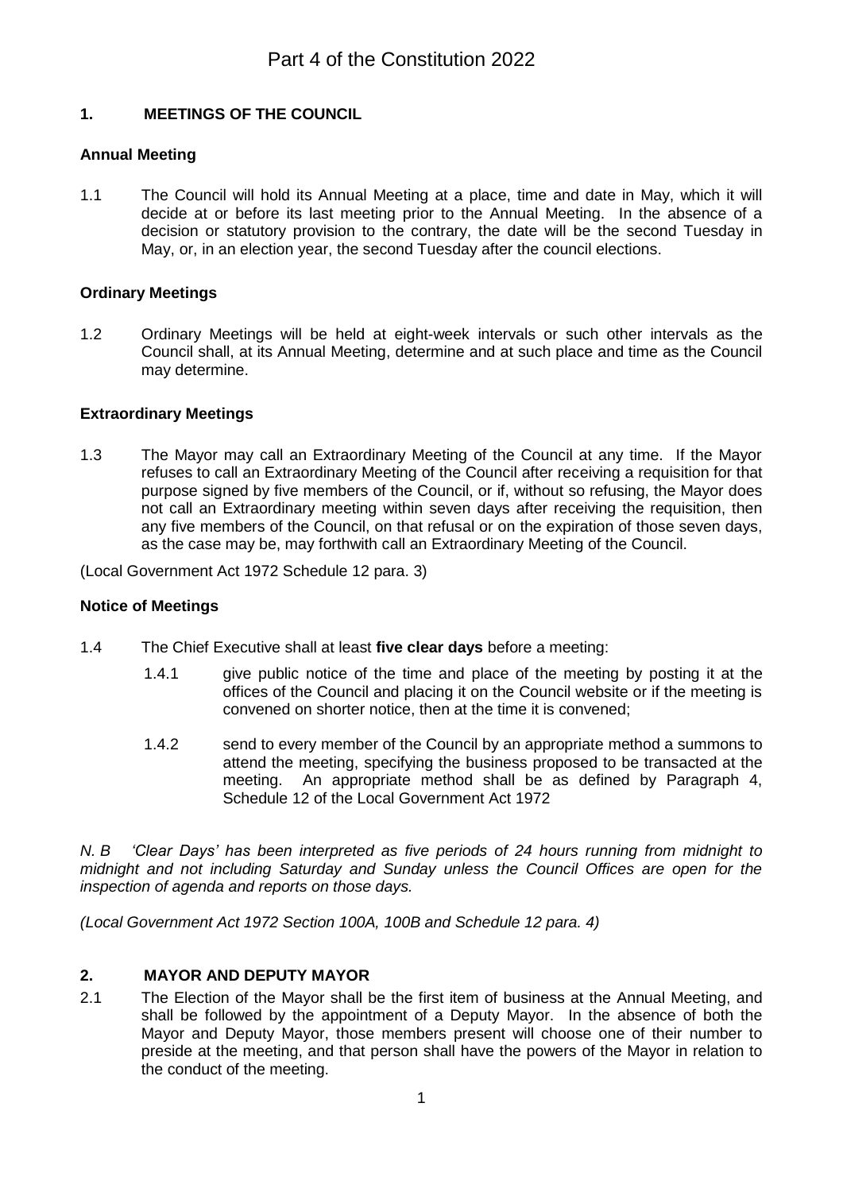## 1. MEETINGS OF THE COUNCIL

### Annual Meeting

1.1 The Council will hold its Annual Meeting at a place, time and date in May, which it will decide at or before its last meeting prior to the Annual Meeting. In the absence of a decision or statutory provision to the contrary, the date will be the second Tuesday in May, or, in an election year, the second Tuesday after the council elections.

### Ordinary Meetings

1.2 Ordinary Meetings will be held at eight-week intervals or such other intervals as the Council shall, at its Annual Meeting, determine and at such place and time as the Council may determine.

### Extraordinary Meetings

1.3 The Mayor may call an Extraordinary Meeting of the Council at any time. If the Mayor refuses to call an Extraordinary Meeting of the Council after receiving a requisition for that purpose signed by five members of the Council, or if, without so refusing, the Mayor does not call an Extraordinary meeting within seven days after receiving the requisition, then any five members of the Council, on that refusal or on the expiration of those seven days, as the case may be, may forthwith call an Extraordinary Meeting of the Council.

(Local Government Act 1972 Schedule 12 para. 3)

### Notice of Meetings

1.4 The Chief Executive shall at least **five clear days** before a meeting:

- 1.4.1 give public notice of the time and place of the meeting by posting it at the offices of the Council and placing it on the Council website or if the meeting is convened on shorter notice, then at the time it is convened;
- 1.4.2 send to every member of the Council by an appropriate method a summons to attend the meeting, specifying the business proposed to be transacted at the meeting. An appropriate method shall be as defined by Paragraph 4, Schedule 12 of the Local Government Act 1972

*N. B 'Clear Days' has been interpreted as five periods of 24 hours running from midnight to midnight and not including Saturday and Sunday unless the Council Offices are open for the inspection of agenda and reports on those days.*

*(Local Government Act 1972 Section 100A, 100B and Schedule 12 para. 4)*

## 2. MAYOR AND DEPUTY MAYOR

2.1 The Election of the Mayor shall be the first item of business at the Annual Meeting, and shall be followed by the appointment of a Deputy Mayor. In the absence of both the Mayor and Deputy Mayor, those members present will choose one of their number to preside at the meeting, and that person shall have the powers of the Mayor in relation to the conduct of the meeting.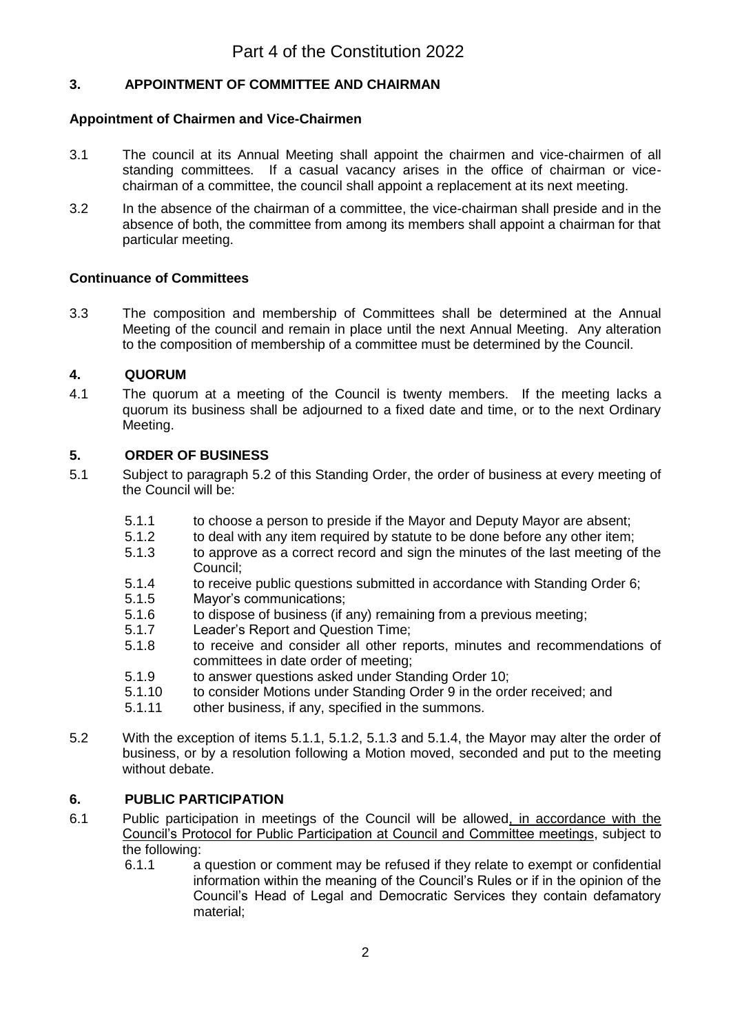## 3. APPOINTMENT OF COMMITTEE AND CHAIRMAN

### Appointment of Chairmen and Vice-Chairmen

3.1 The council at its Annual Meeting shall appoint the chairmen and vice-chairmen of all standing committees. If a casual vacancy arises in the office of chairman or vice-chairman of a committee, the council shall appoint a replacement at its next meeting.

3.2 In the absence of the chairman of a committee, the vice-chairman shall preside and in the absence of both, the committee from among its members shall appoint a chairman for that particular meeting.

### Continuance of Committees

3.3 The composition and membership of Committees shall be determined at the Annual Meeting of the council and remain in place until the next Annual Meeting. Any alteration to the composition of membership of a committee must be determined by the Council.

## 4. QUORUM

4.1 The quorum at a meeting of the Council is twenty members. If the meeting lacks a quorum its business shall be adjourned to a fixed date and time, or to the next Ordinary Meeting.

## 5. ORDER OF BUSINESS

5.1 Subject to paragraph 5.2 of this Standing Order, the order of business at every meeting of the Council will be:

- 5.1.1 to choose a person to preside if the Mayor and Deputy Mayor are absent;
- 5.1.2 to deal with any item required by statute to be done before any other item;
- 5.1.3 to approve as a correct record and sign the minutes of the last meeting of the Council;
- 5.1.4 to receive public questions submitted in accordance with Standing Order 6;
- 5.1.5 Mayor's communications;
- 5.1.6 to dispose of business (if any) remaining from a previous meeting;
- 5.1.7 Leader's Report and Question Time;
- 5.1.8 to receive and consider all other reports, minutes and recommendations of committees in date order of meeting;
- 5.1.9 to answer questions asked under Standing Order 10;
- 5.1.10 to consider Motions under Standing Order 9 in the order received; and
- 5.1.11 other business, if any, specified in the summons.

5.2 With the exception of items 5.1.1, 5.1.2, 5.1.3 and 5.1.4, the Mayor may alter the order of business, or by a resolution following a Motion moved, seconded and put to the meeting without debate.

## 6. PUBLIC PARTICIPATION

6.1 Public participation in meetings of the Council will be allowed, in accordance with the Council's Protocol for Public Participation at Council and Committee meetings, subject to the following:

- 6.1.1 a question or comment may be refused if they relate to exempt or confidential information within the meaning of the Council's Rules or if in the opinion of the Council's Head of Legal and Democratic Services they contain defamatory material;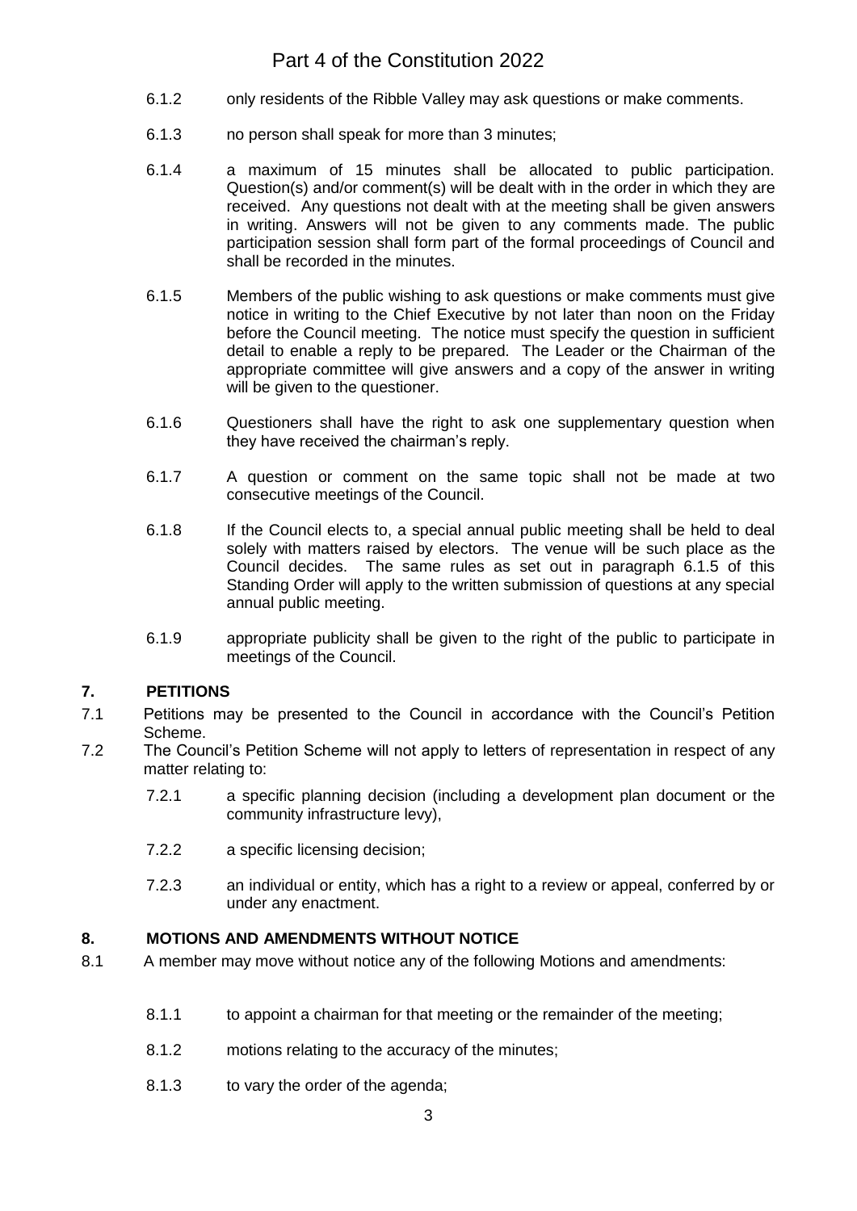6.1.2 only residents of the Ribble Valley may ask questions or make comments.

6.1.3 no person shall speak for more than 3 minutes;

6.1.4 a maximum of 15 minutes shall be allocated to public participation. Question(s) and/or comment(s) will be dealt with in the order in which they are received. Any questions not dealt with at the meeting shall be given answers in writing. Answers will not be given to any comments made. The public participation session shall form part of the formal proceedings of Council and shall be recorded in the minutes.

6.1.5 Members of the public wishing to ask questions or make comments must give notice in writing to the Chief Executive by not later than noon on the Friday before the Council meeting. The notice must specify the question in sufficient detail to enable a reply to be prepared. The Leader or the Chairman of the appropriate committee will give answers and a copy of the answer in writing will be given to the questioner.

6.1.6 Questioners shall have the right to ask one supplementary question when they have received the chairman's reply.

6.1.7 A question or comment on the same topic shall not be made at two consecutive meetings of the Council.

6.1.8 If the Council elects to, a special annual public meeting shall be held to deal solely with matters raised by electors. The venue will be such place as the Council decides. The same rules as set out in paragraph 6.1.5 of this Standing Order will apply to the written submission of questions at any special annual public meeting.

6.1.9 appropriate publicity shall be given to the right of the public to participate in meetings of the Council.

## 7. PETITIONS

7.1 Petitions may be presented to the Council in accordance with the Council's Petition Scheme.

7.2 The Council's Petition Scheme will not apply to letters of representation in respect of any matter relating to:

7.2.1 a specific planning decision (including a development plan document or the community infrastructure levy),

7.2.2 a specific licensing decision;

7.2.3 an individual or entity, which has a right to a review or appeal, conferred by or under any enactment.

## 8. MOTIONS AND AMENDMENTS WITHOUT NOTICE

8.1 A member may move without notice any of the following Motions and amendments:

8.1.1 to appoint a chairman for that meeting or the remainder of the meeting;

8.1.2 motions relating to the accuracy of the minutes;

8.1.3 to vary the order of the agenda;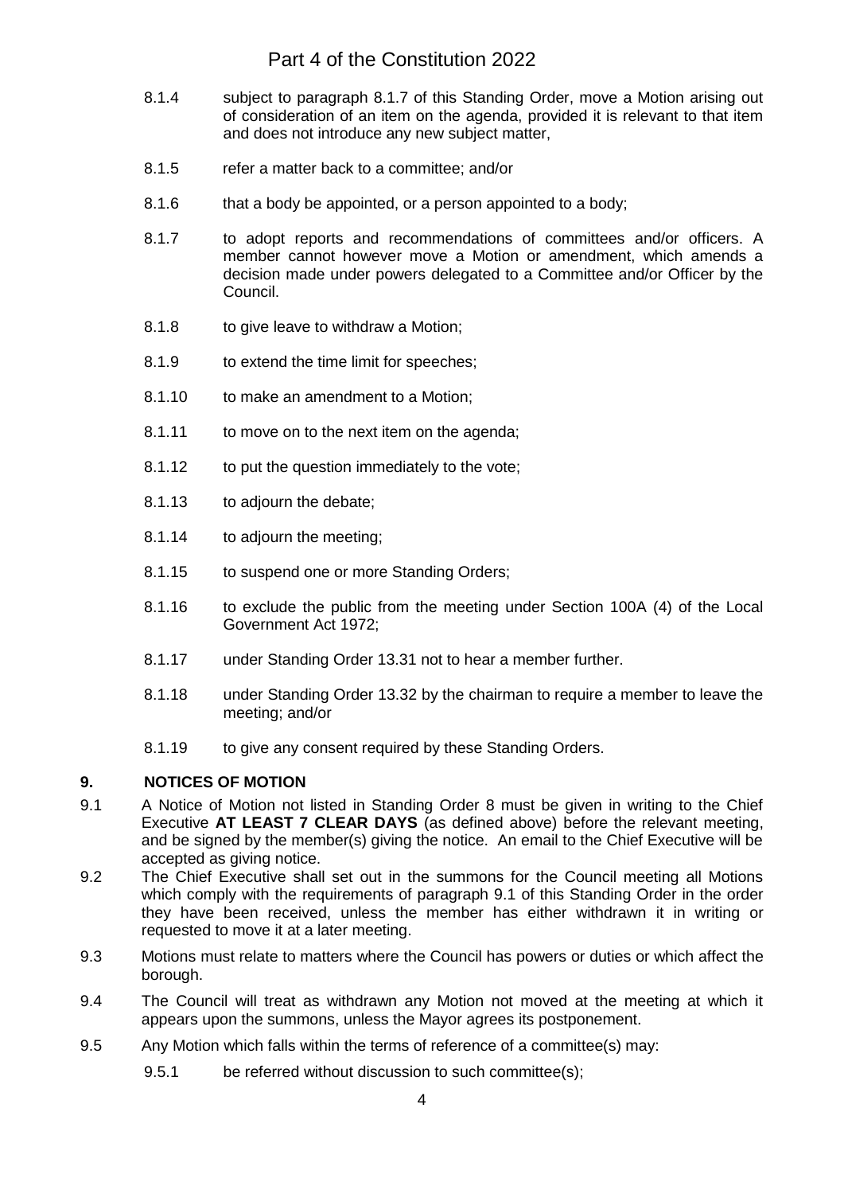8.1.4 subject to paragraph 8.1.7 of this Standing Order, move a Motion arising out of consideration of an item on the agenda, provided it is relevant to that item and does not introduce any new subject matter,

8.1.5 refer a matter back to a committee; and/or

8.1.6 that a body be appointed, or a person appointed to a body;

8.1.7 to adopt reports and recommendations of committees and/or officers. A member cannot however move a Motion or amendment, which amends a decision made under powers delegated to a Committee and/or Officer by the Council.

8.1.8 to give leave to withdraw a Motion;

8.1.9 to extend the time limit for speeches;

8.1.10 to make an amendment to a Motion;

8.1.11 to move on to the next item on the agenda;

8.1.12 to put the question immediately to the vote;

8.1.13 to adjourn the debate;

8.1.14 to adjourn the meeting;

8.1.15 to suspend one or more Standing Orders;

8.1.16 to exclude the public from the meeting under Section 100A (4) of the Local Government Act 1972;

8.1.17 under Standing Order 13.31 not to hear a member further.

8.1.18 under Standing Order 13.32 by the chairman to require a member to leave the meeting; and/or

8.1.19 to give any consent required by these Standing Orders.

## 9. NOTICES OF MOTION

9.1 A Notice of Motion not listed in Standing Order 8 must be given in writing to the Chief Executive **AT LEAST 7 CLEAR DAYS** (as defined above) before the relevant meeting, and be signed by the member(s) giving the notice. An email to the Chief Executive will be accepted as giving notice.

9.2 The Chief Executive shall set out in the summons for the Council meeting all Motions which comply with the requirements of paragraph 9.1 of this Standing Order in the order they have been received, unless the member has either withdrawn it in writing or requested to move it at a later meeting.

9.3 Motions must relate to matters where the Council has powers or duties or which affect the borough.

9.4 The Council will treat as withdrawn any Motion not moved at the meeting at which it appears upon the summons, unless the Mayor agrees its postponement.

9.5 Any Motion which falls within the terms of reference of a committee(s) may:

9.5.1 be referred without discussion to such committee(s);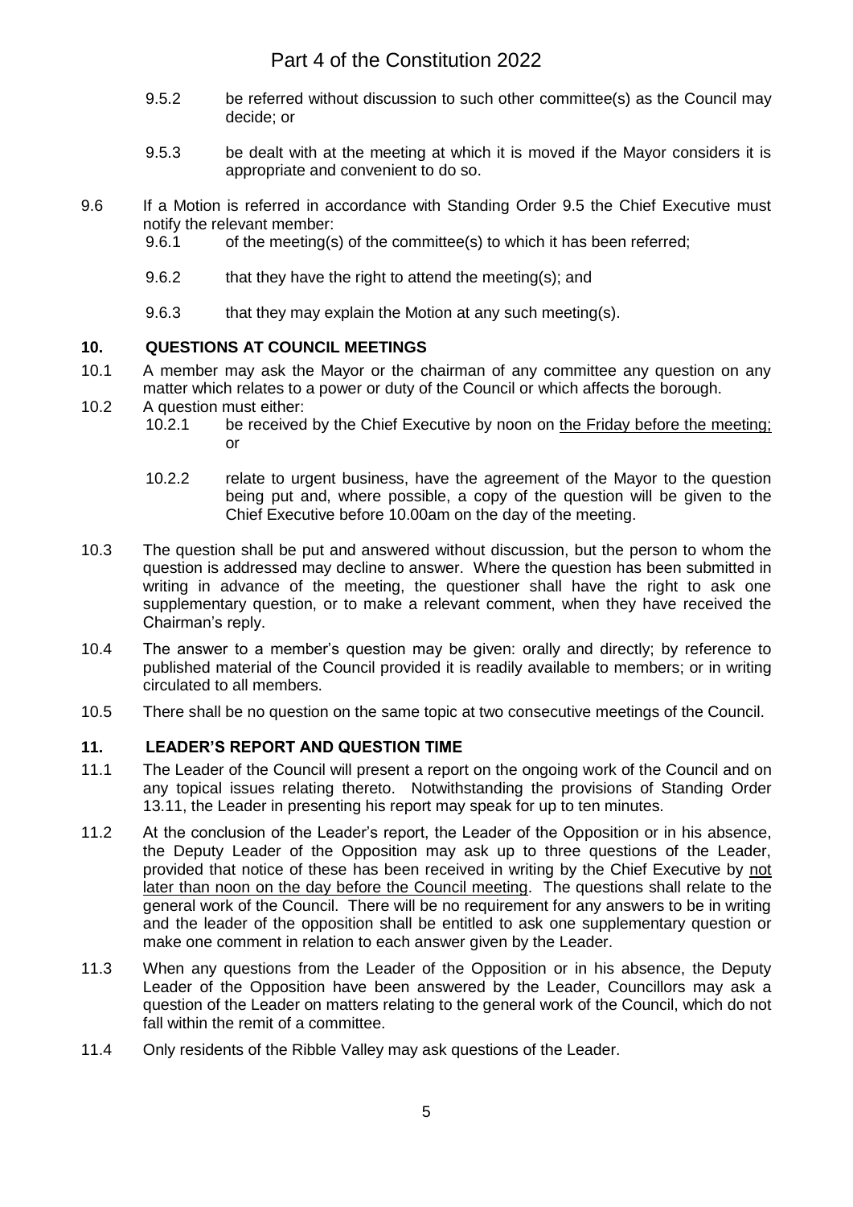9.5.2 be referred without discussion to such other committee(s) as the Council may decide; or

9.5.3 be dealt with at the meeting at which it is moved if the Mayor considers it is appropriate and convenient to do so.

9.6 If a Motion is referred in accordance with Standing Order 9.5 the Chief Executive must notify the relevant member:

9.6.1 of the meeting(s) of the committee(s) to which it has been referred;

9.6.2 that they have the right to attend the meeting(s); and

9.6.3 that they may explain the Motion at any such meeting(s).

## 10. QUESTIONS AT COUNCIL MEETINGS

10.1 A member may ask the Mayor or the chairman of any committee any question on any matter which relates to a power or duty of the Council or which affects the borough.

10.2 A question must either:

10.2.1 be received by the Chief Executive by noon on <u>the Friday before the meeting;</u> or

10.2.2 relate to urgent business, have the agreement of the Mayor to the question being put and, where possible, a copy of the question will be given to the Chief Executive before 10.00am on the day of the meeting.

10.3 The question shall be put and answered without discussion, but the person to whom the question is addressed may decline to answer. Where the question has been submitted in writing in advance of the meeting, the questioner shall have the right to ask one supplementary question, or to make a relevant comment, when they have received the Chairman's reply.

10.4 The answer to a member's question may be given: orally and directly; by reference to published material of the Council provided it is readily available to members; or in writing circulated to all members.

10.5 There shall be no question on the same topic at two consecutive meetings of the Council.

## 11. LEADER'S REPORT AND QUESTION TIME

11.1 The Leader of the Council will present a report on the ongoing work of the Council and on any topical issues relating thereto. Notwithstanding the provisions of Standing Order 13.11, the Leader in presenting his report may speak for up to ten minutes.

11.2 At the conclusion of the Leader's report, the Leader of the Opposition or in his absence, the Deputy Leader of the Opposition may ask up to three questions of the Leader, provided that notice of these has been received in writing by the Chief Executive by <u>not later than noon on the day before the Council meeting</u>. The questions shall relate to the general work of the Council. There will be no requirement for any answers to be in writing and the leader of the opposition shall be entitled to ask one supplementary question or make one comment in relation to each answer given by the Leader.

11.3 When any questions from the Leader of the Opposition or in his absence, the Deputy Leader of the Opposition have been answered by the Leader, Councillors may ask a question of the Leader on matters relating to the general work of the Council, which do not fall within the remit of a committee.

11.4 Only residents of the Ribble Valley may ask questions of the Leader.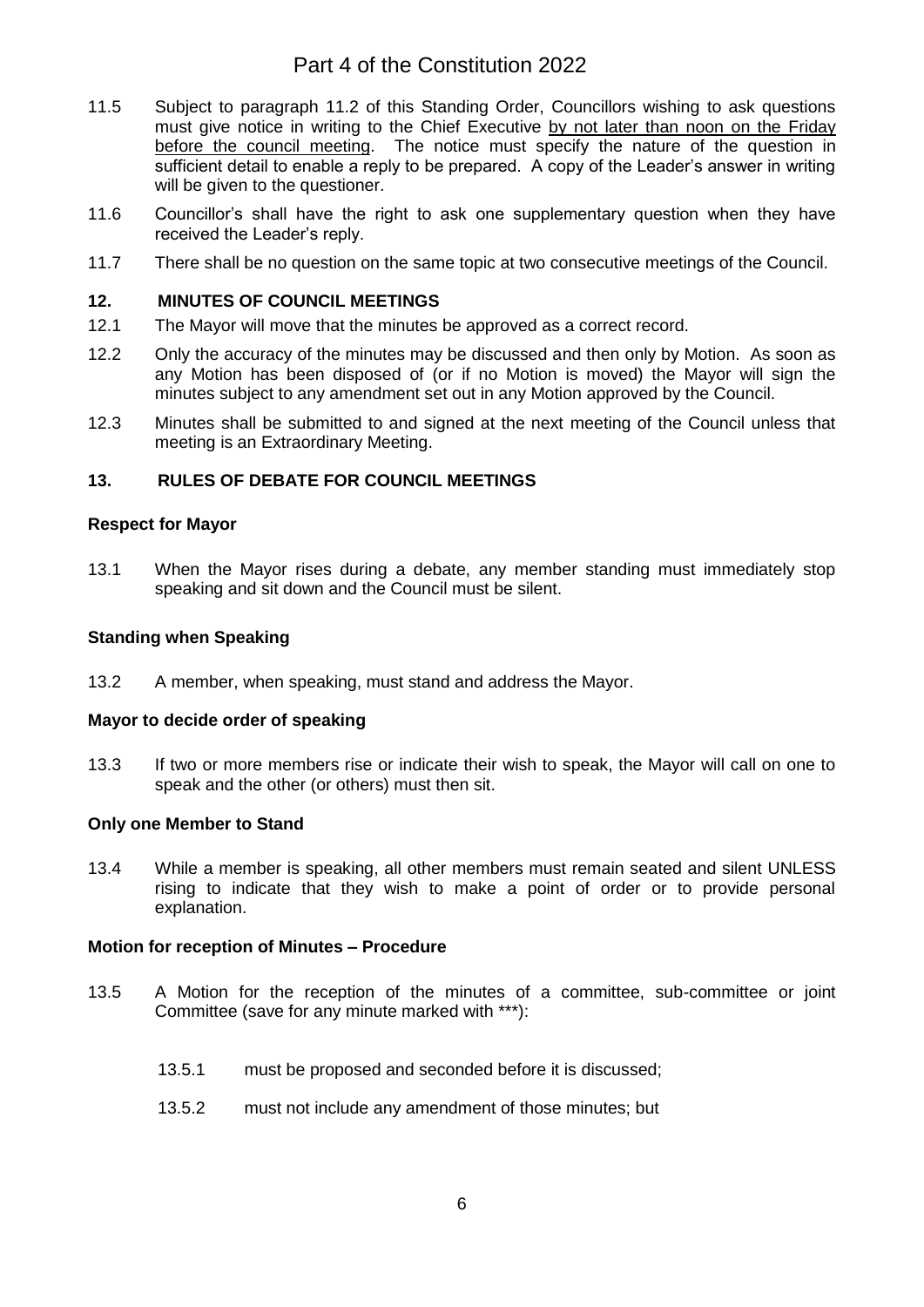11.5 Subject to paragraph 11.2 of this Standing Order, Councillors wishing to ask questions must give notice in writing to the Chief Executive by not later than noon on the Friday before the council meeting. The notice must specify the nature of the question in sufficient detail to enable a reply to be prepared. A copy of the Leader's answer in writing will be given to the questioner.

11.6 Councillor's shall have the right to ask one supplementary question when they have received the Leader's reply.

11.7 There shall be no question on the same topic at two consecutive meetings of the Council.

## 12. MINUTES OF COUNCIL MEETINGS

12.1 The Mayor will move that the minutes be approved as a correct record.

12.2 Only the accuracy of the minutes may be discussed and then only by Motion. As soon as any Motion has been disposed of (or if no Motion is moved) the Mayor will sign the minutes subject to any amendment set out in any Motion approved by the Council.

12.3 Minutes shall be submitted to and signed at the next meeting of the Council unless that meeting is an Extraordinary Meeting.

## 13. RULES OF DEBATE FOR COUNCIL MEETINGS

**Respect for Mayor**

13.1 When the Mayor rises during a debate, any member standing must immediately stop speaking and sit down and the Council must be silent.

**Standing when Speaking**

13.2 A member, when speaking, must stand and address the Mayor.

**Mayor to decide order of speaking**

13.3 If two or more members rise or indicate their wish to speak, the Mayor will call on one to speak and the other (or others) must then sit.

**Only one Member to Stand**

13.4 While a member is speaking, all other members must remain seated and silent UNLESS rising to indicate that they wish to make a point of order or to provide personal explanation.

**Motion for reception of Minutes – Procedure**

13.5 A Motion for the reception of the minutes of a committee, sub-committee or joint Committee (save for any minute marked with ***):

13.5.1 must be proposed and seconded before it is discussed;

13.5.2 must not include any amendment of those minutes; but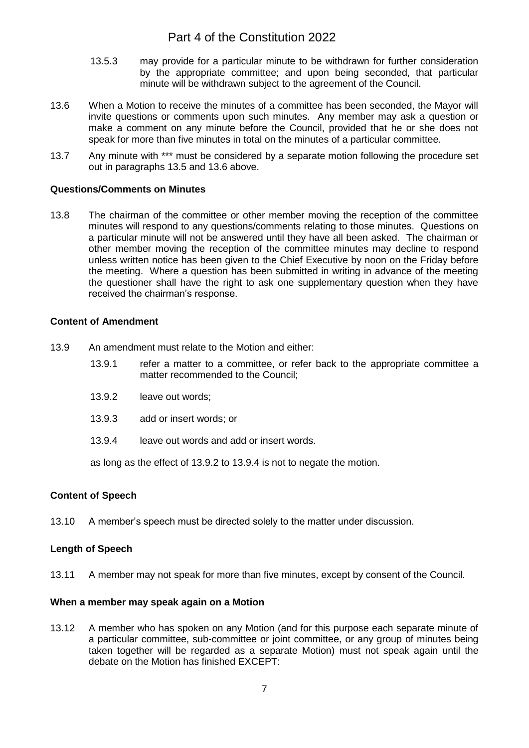13.5.3 may provide for a particular minute to be withdrawn for further consideration by the appropriate committee; and upon being seconded, that particular minute will be withdrawn subject to the agreement of the Council.

13.6 When a Motion to receive the minutes of a committee has been seconded, the Mayor will invite questions or comments upon such minutes. Any member may ask a question or make a comment on any minute before the Council, provided that he or she does not speak for more than five minutes in total on the minutes of a particular committee.

13.7 Any minute with *** must be considered by a separate motion following the procedure set out in paragraphs 13.5 and 13.6 above.

**Questions/Comments on Minutes**

13.8 The chairman of the committee or other member moving the reception of the committee minutes will respond to any questions/comments relating to those minutes. Questions on a particular minute will not be answered until they have all been asked. The chairman or other member moving the reception of the committee minutes may decline to respond unless written notice has been given to the Chief Executive by noon on the Friday before the meeting. Where a question has been submitted in writing in advance of the meeting the questioner shall have the right to ask one supplementary question when they have received the chairman's response.

**Content of Amendment**

13.9 An amendment must relate to the Motion and either:

13.9.1 refer a matter to a committee, or refer back to the appropriate committee a matter recommended to the Council;

13.9.2 leave out words;

13.9.3 add or insert words; or

13.9.4 leave out words and add or insert words.

as long as the effect of 13.9.2 to 13.9.4 is not to negate the motion.

**Content of Speech**

13.10 A member's speech must be directed solely to the matter under discussion.

**Length of Speech**

13.11 A member may not speak for more than five minutes, except by consent of the Council.

**When a member may speak again on a Motion**

13.12 A member who has spoken on any Motion (and for this purpose each separate minute of a particular committee, sub-committee or joint committee, or any group of minutes being taken together will be regarded as a separate Motion) must not speak again until the debate on the Motion has finished EXCEPT: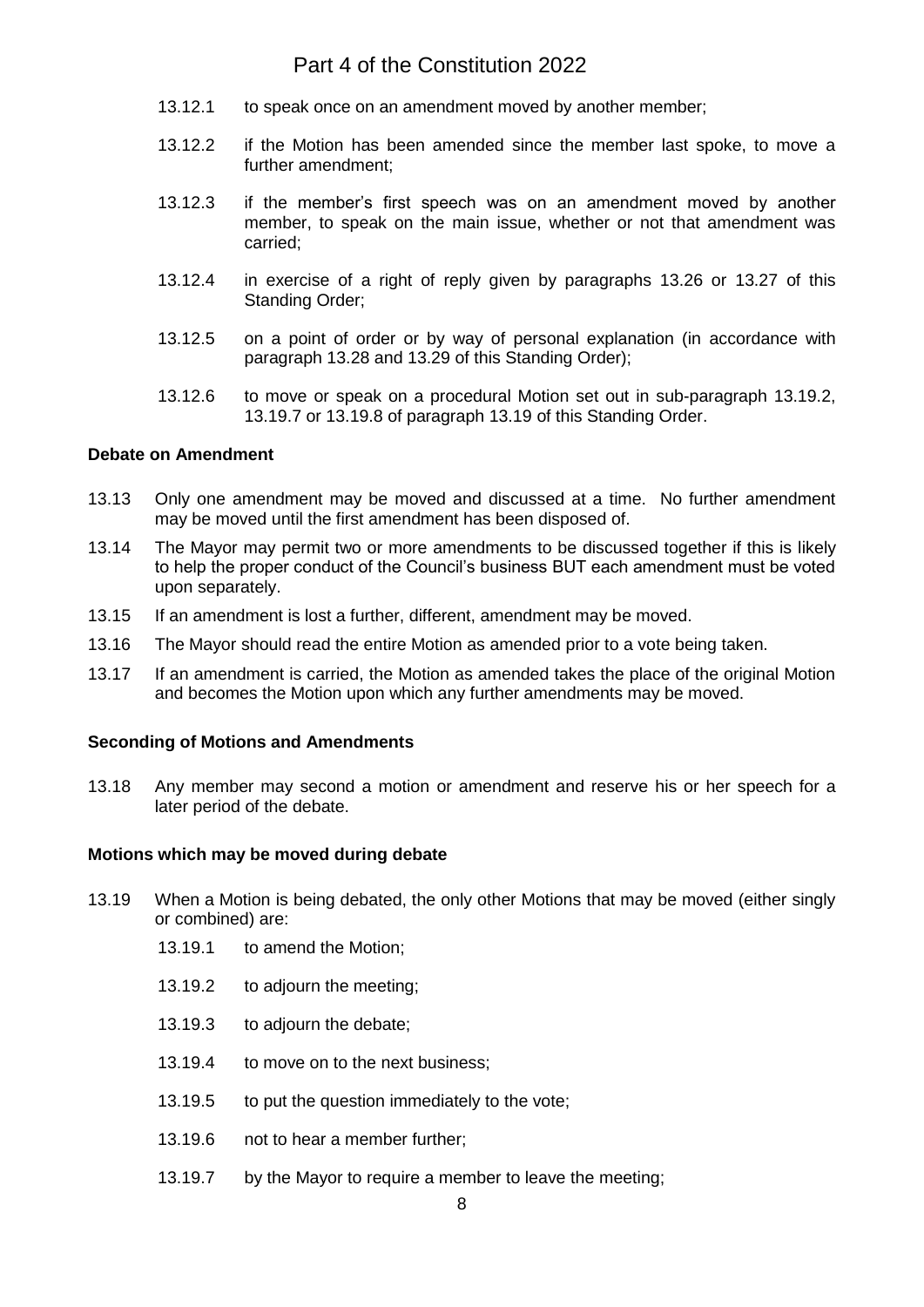13.12.1 to speak once on an amendment moved by another member;

13.12.2 if the Motion has been amended since the member last spoke, to move a further amendment;

13.12.3 if the member's first speech was on an amendment moved by another member, to speak on the main issue, whether or not that amendment was carried;

13.12.4 in exercise of a right of reply given by paragraphs 13.26 or 13.27 of this Standing Order;

13.12.5 on a point of order or by way of personal explanation (in accordance with paragraph 13.28 and 13.29 of this Standing Order);

13.12.6 to move or speak on a procedural Motion set out in sub-paragraph 13.19.2, 13.19.7 or 13.19.8 of paragraph 13.19 of this Standing Order.

**Debate on Amendment**

13.13 Only one amendment may be moved and discussed at a time. No further amendment may be moved until the first amendment has been disposed of.

13.14 The Mayor may permit two or more amendments to be discussed together if this is likely to help the proper conduct of the Council's business BUT each amendment must be voted upon separately.

13.15 If an amendment is lost a further, different, amendment may be moved.

13.16 The Mayor should read the entire Motion as amended prior to a vote being taken.

13.17 If an amendment is carried, the Motion as amended takes the place of the original Motion and becomes the Motion upon which any further amendments may be moved.

**Seconding of Motions and Amendments**

13.18 Any member may second a motion or amendment and reserve his or her speech for a later period of the debate.

**Motions which may be moved during debate**

13.19 When a Motion is being debated, the only other Motions that may be moved (either singly or combined) are:

13.19.1 to amend the Motion;

13.19.2 to adjourn the meeting;

13.19.3 to adjourn the debate;

13.19.4 to move on to the next business;

13.19.5 to put the question immediately to the vote;

13.19.6 not to hear a member further;

13.19.7 by the Mayor to require a member to leave the meeting;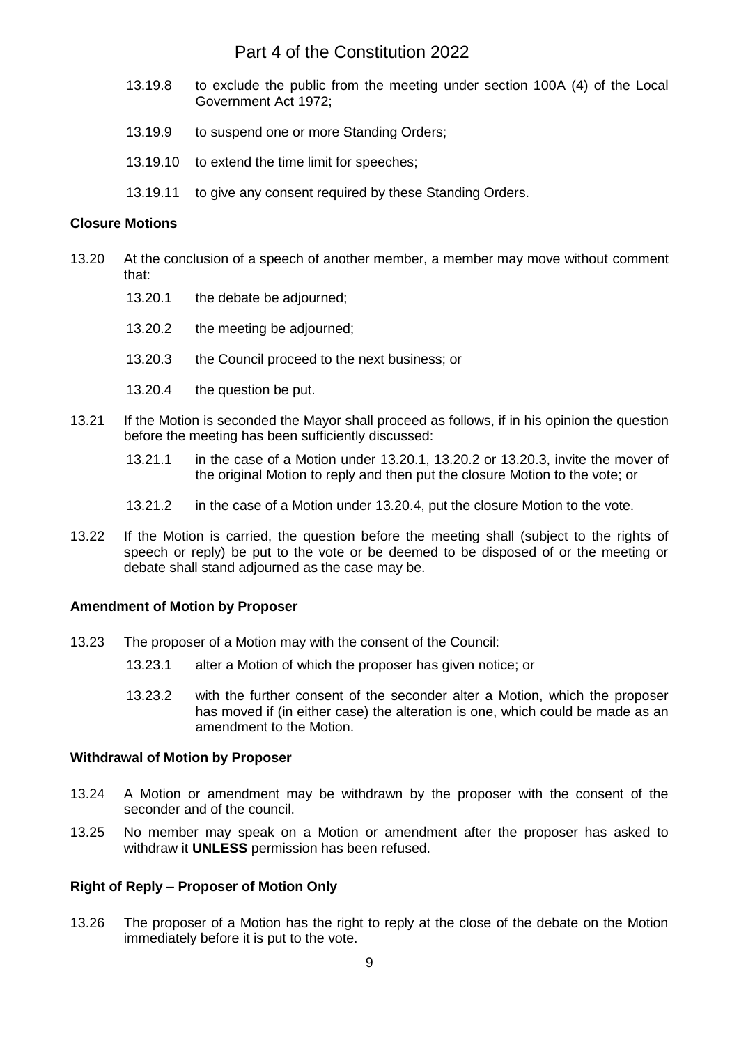13.19.8 to exclude the public from the meeting under section 100A (4) of the Local Government Act 1972;

13.19.9 to suspend one or more Standing Orders;

13.19.10 to extend the time limit for speeches;

13.19.11 to give any consent required by these Standing Orders.

**Closure Motions**

13.20 At the conclusion of a speech of another member, a member may move without comment that:

13.20.1 the debate be adjourned;

13.20.2 the meeting be adjourned;

13.20.3 the Council proceed to the next business; or

13.20.4 the question be put.

13.21 If the Motion is seconded the Mayor shall proceed as follows, if in his opinion the question before the meeting has been sufficiently discussed:

13.21.1 in the case of a Motion under 13.20.1, 13.20.2 or 13.20.3, invite the mover of the original Motion to reply and then put the closure Motion to the vote; or

13.21.2 in the case of a Motion under 13.20.4, put the closure Motion to the vote.

13.22 If the Motion is carried, the question before the meeting shall (subject to the rights of speech or reply) be put to the vote or be deemed to be disposed of or the meeting or debate shall stand adjourned as the case may be.

**Amendment of Motion by Proposer**

13.23 The proposer of a Motion may with the consent of the Council:

13.23.1 alter a Motion of which the proposer has given notice; or

13.23.2 with the further consent of the seconder alter a Motion, which the proposer has moved if (in either case) the alteration is one, which could be made as an amendment to the Motion.

**Withdrawal of Motion by Proposer**

13.24 A Motion or amendment may be withdrawn by the proposer with the consent of the seconder and of the council.

13.25 No member may speak on a Motion or amendment after the proposer has asked to withdraw it **UNLESS** permission has been refused.

**Right of Reply – Proposer of Motion Only**

13.26 The proposer of a Motion has the right to reply at the close of the debate on the Motion immediately before it is put to the vote.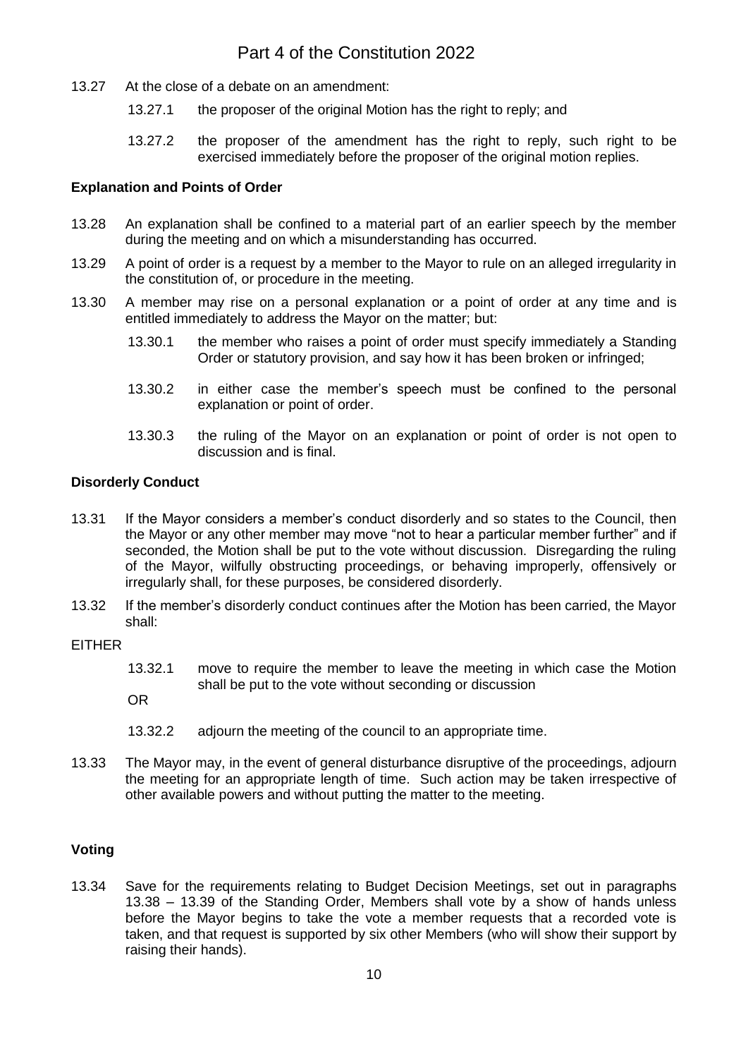13.27 At the close of a debate on an amendment:

13.27.1 the proposer of the original Motion has the right to reply; and

13.27.2 the proposer of the amendment has the right to reply, such right to be exercised immediately before the proposer of the original motion replies.

**Explanation and Points of Order**

13.28 An explanation shall be confined to a material part of an earlier speech by the member during the meeting and on which a misunderstanding has occurred.

13.29 A point of order is a request by a member to the Mayor to rule on an alleged irregularity in the constitution of, or procedure in the meeting.

13.30 A member may rise on a personal explanation or a point of order at any time and is entitled immediately to address the Mayor on the matter; but:

13.30.1 the member who raises a point of order must specify immediately a Standing Order or statutory provision, and say how it has been broken or infringed;

13.30.2 in either case the member's speech must be confined to the personal explanation or point of order.

13.30.3 the ruling of the Mayor on an explanation or point of order is not open to discussion and is final.

**Disorderly Conduct**

13.31 If the Mayor considers a member's conduct disorderly and so states to the Council, then the Mayor or any other member may move "not to hear a particular member further" and if seconded, the Motion shall be put to the vote without discussion. Disregarding the ruling of the Mayor, wilfully obstructing proceedings, or behaving improperly, offensively or irregularly shall, for these purposes, be considered disorderly.

13.32 If the member's disorderly conduct continues after the Motion has been carried, the Mayor shall:

EITHER

13.32.1 move to require the member to leave the meeting in which case the Motion shall be put to the vote without seconding or discussion

OR

13.32.2 adjourn the meeting of the council to an appropriate time.

13.33 The Mayor may, in the event of general disturbance disruptive of the proceedings, adjourn the meeting for an appropriate length of time. Such action may be taken irrespective of other available powers and without putting the matter to the meeting.

**Voting**

13.34 Save for the requirements relating to Budget Decision Meetings, set out in paragraphs 13.38 – 13.39 of the Standing Order, Members shall vote by a show of hands unless before the Mayor begins to take the vote a member requests that a recorded vote is taken, and that request is supported by six other Members (who will show their support by raising their hands).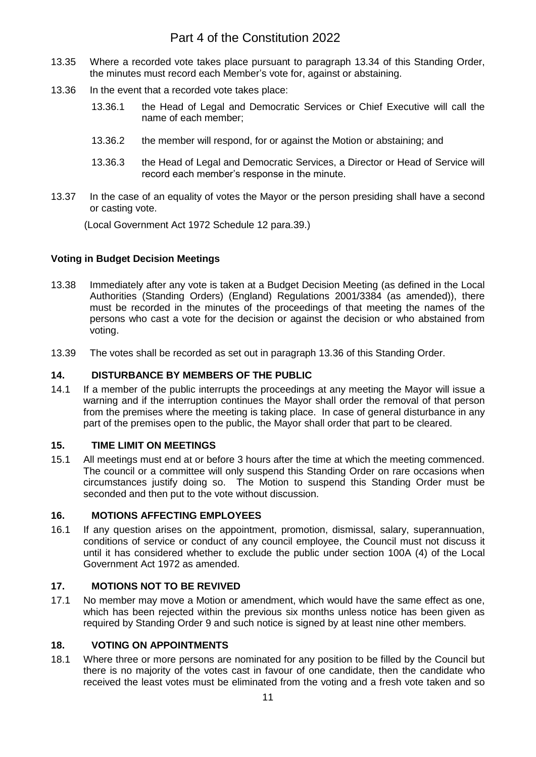13.35 Where a recorded vote takes place pursuant to paragraph 13.34 of this Standing Order, the minutes must record each Member's vote for, against or abstaining.

13.36 In the event that a recorded vote takes place:

13.36.1 the Head of Legal and Democratic Services or Chief Executive will call the name of each member;

13.36.2 the member will respond, for or against the Motion or abstaining; and

13.36.3 the Head of Legal and Democratic Services, a Director or Head of Service will record each member's response in the minute.

13.37 In the case of an equality of votes the Mayor or the person presiding shall have a second or casting vote.

(Local Government Act 1972 Schedule 12 para.39.)

**Voting in Budget Decision Meetings**

13.38 Immediately after any vote is taken at a Budget Decision Meeting (as defined in the Local Authorities (Standing Orders) (England) Regulations 2001/3384 (as amended)), there must be recorded in the minutes of the proceedings of that meeting the names of the persons who cast a vote for the decision or against the decision or who abstained from voting.

13.39 The votes shall be recorded as set out in paragraph 13.36 of this Standing Order.

## 14. DISTURBANCE BY MEMBERS OF THE PUBLIC

14.1 If a member of the public interrupts the proceedings at any meeting the Mayor will issue a warning and if the interruption continues the Mayor shall order the removal of that person from the premises where the meeting is taking place. In case of general disturbance in any part of the premises open to the public, the Mayor shall order that part to be cleared.

## 15. TIME LIMIT ON MEETINGS

15.1 All meetings must end at or before 3 hours after the time at which the meeting commenced. The council or a committee will only suspend this Standing Order on rare occasions when circumstances justify doing so. The Motion to suspend this Standing Order must be seconded and then put to the vote without discussion.

## 16. MOTIONS AFFECTING EMPLOYEES

16.1 If any question arises on the appointment, promotion, dismissal, salary, superannuation, conditions of service or conduct of any council employee, the Council must not discuss it until it has considered whether to exclude the public under section 100A (4) of the Local Government Act 1972 as amended.

## 17. MOTIONS NOT TO BE REVIVED

17.1 No member may move a Motion or amendment, which would have the same effect as one, which has been rejected within the previous six months unless notice has been given as required by Standing Order 9 and such notice is signed by at least nine other members.

## 18. VOTING ON APPOINTMENTS

18.1 Where three or more persons are nominated for any position to be filled by the Council but there is no majority of the votes cast in favour of one candidate, then the candidate who received the least votes must be eliminated from the voting and a fresh vote taken and so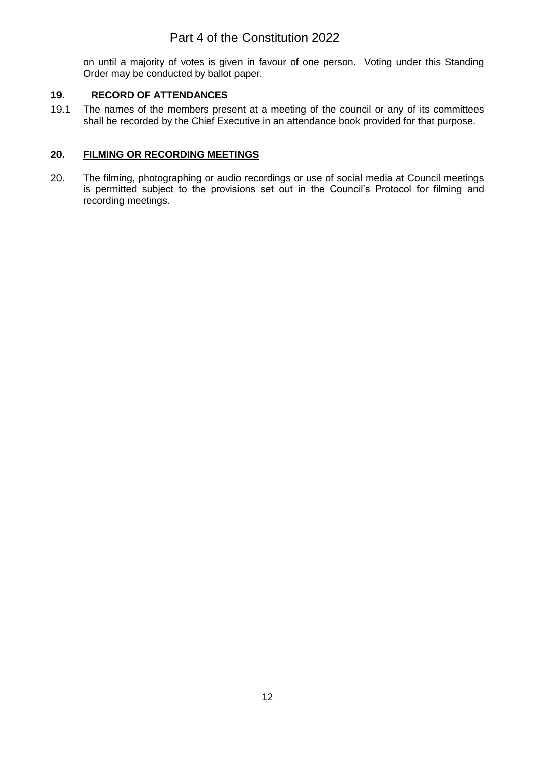on until a majority of votes is given in favour of one person. Voting under this Standing Order may be conducted by ballot paper.

## 19. RECORD OF ATTENDANCES

19.1 The names of the members present at a meeting of the council or any of its committees shall be recorded by the Chief Executive in an attendance book provided for that purpose.

## 20. FILMING OR RECORDING MEETINGS

20. The filming, photographing or audio recordings or use of social media at Council meetings is permitted subject to the provisions set out in the Council's Protocol for filming and recording meetings.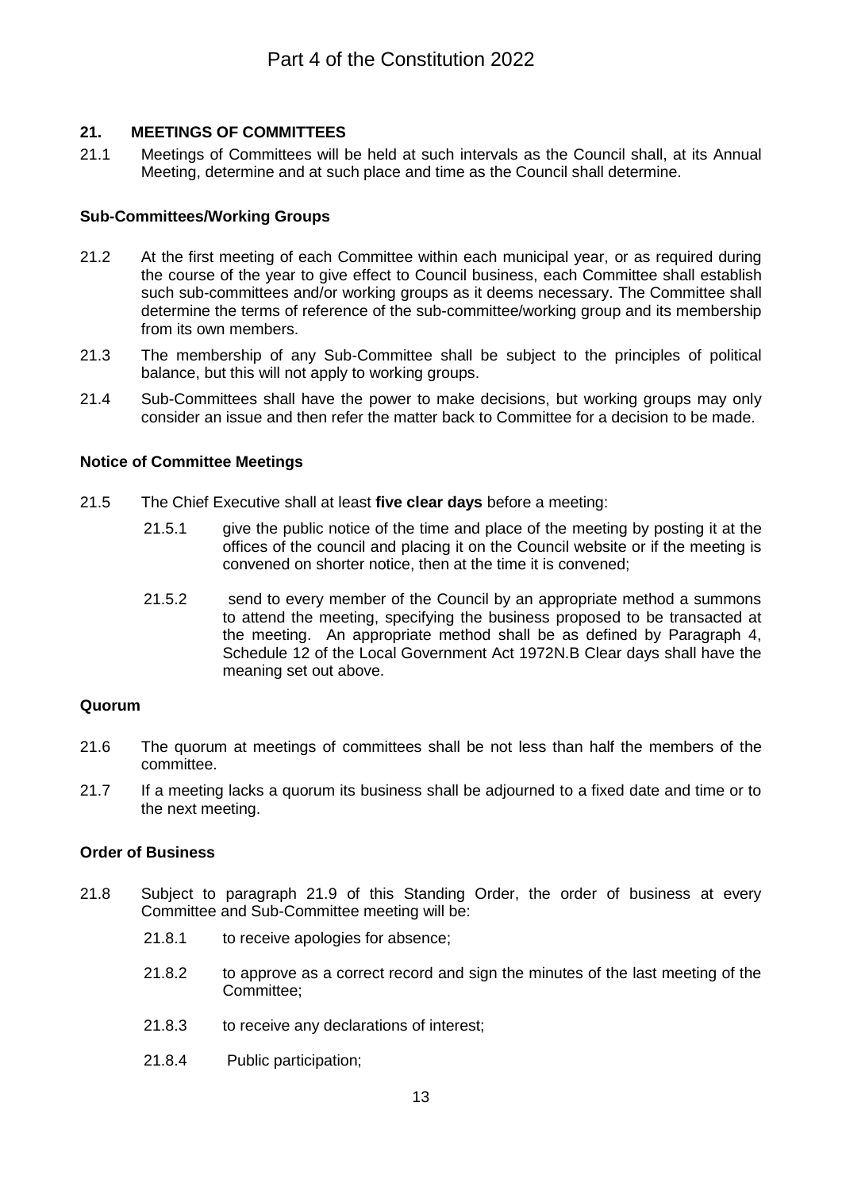## 21. MEETINGS OF COMMITTEES

21.1 Meetings of Committees will be held at such intervals as the Council shall, at its Annual Meeting, determine and at such place and time as the Council shall determine.

### Sub-Committees/Working Groups

21.2 At the first meeting of each Committee within each municipal year, or as required during the course of the year to give effect to Council business, each Committee shall establish such sub-committees and/or working groups as it deems necessary. The Committee shall determine the terms of reference of the sub-committee/working group and its membership from its own members.

21.3 The membership of any Sub-Committee shall be subject to the principles of political balance, but this will not apply to working groups.

21.4 Sub-Committees shall have the power to make decisions, but working groups may only consider an issue and then refer the matter back to Committee for a decision to be made.

### Notice of Committee Meetings

21.5 The Chief Executive shall at least **five clear days** before a meeting:

21.5.1 give the public notice of the time and place of the meeting by posting it at the offices of the council and placing it on the Council website or if the meeting is convened on shorter notice, then at the time it is convened;

21.5.2 send to every member of the Council by an appropriate method a summons to attend the meeting, specifying the business proposed to be transacted at the meeting. An appropriate method shall be as defined by Paragraph 4, Schedule 12 of the Local Government Act 1972N.B Clear days shall have the meaning set out above.

### Quorum

21.6 The quorum at meetings of committees shall be not less than half the members of the committee.

21.7 If a meeting lacks a quorum its business shall be adjourned to a fixed date and time or to the next meeting.

### Order of Business

21.8 Subject to paragraph 21.9 of this Standing Order, the order of business at every Committee and Sub-Committee meeting will be:

21.8.1 to receive apologies for absence;

21.8.2 to approve as a correct record and sign the minutes of the last meeting of the Committee;

21.8.3 to receive any declarations of interest;

21.8.4 Public participation;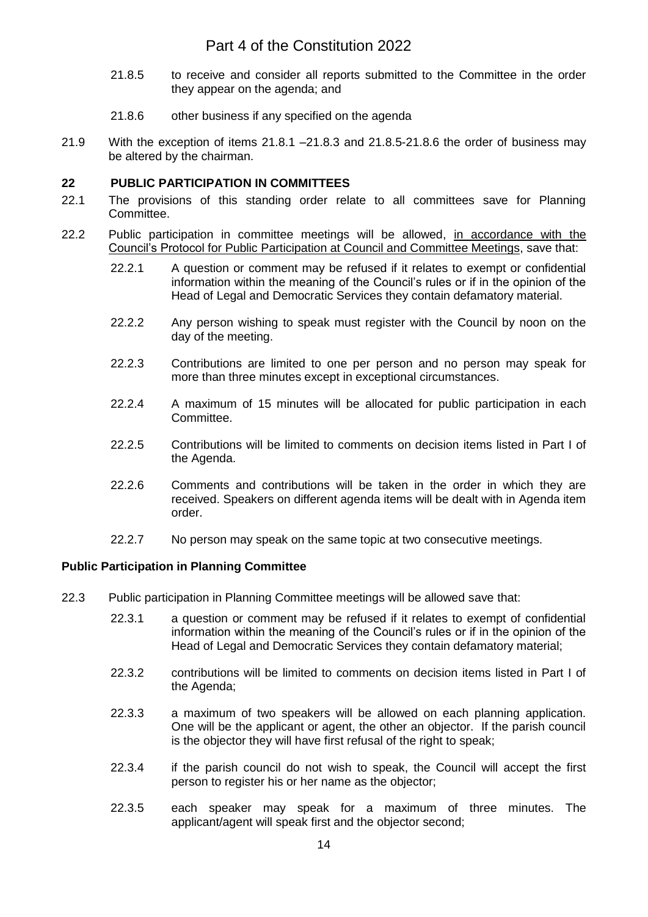21.8.5 to receive and consider all reports submitted to the Committee in the order they appear on the agenda; and

21.8.6 other business if any specified on the agenda

21.9 With the exception of items 21.8.1 –21.8.3 and 21.8.5-21.8.6 the order of business may be altered by the chairman.

## 22 PUBLIC PARTICIPATION IN COMMITTEES

22.1 The provisions of this standing order relate to all committees save for Planning Committee.

22.2 Public participation in committee meetings will be allowed, in accordance with the Council's Protocol for Public Participation at Council and Committee Meetings, save that:

22.2.1 A question or comment may be refused if it relates to exempt or confidential information within the meaning of the Council's rules or if in the opinion of the Head of Legal and Democratic Services they contain defamatory material.

22.2.2 Any person wishing to speak must register with the Council by noon on the day of the meeting.

22.2.3 Contributions are limited to one per person and no person may speak for more than three minutes except in exceptional circumstances.

22.2.4 A maximum of 15 minutes will be allocated for public participation in each Committee.

22.2.5 Contributions will be limited to comments on decision items listed in Part I of the Agenda.

22.2.6 Comments and contributions will be taken in the order in which they are received. Speakers on different agenda items will be dealt with in Agenda item order.

22.2.7 No person may speak on the same topic at two consecutive meetings.

**Public Participation in Planning Committee**

22.3 Public participation in Planning Committee meetings will be allowed save that:

22.3.1 a question or comment may be refused if it relates to exempt of confidential information within the meaning of the Council's rules or if in the opinion of the Head of Legal and Democratic Services they contain defamatory material;

22.3.2 contributions will be limited to comments on decision items listed in Part I of the Agenda;

22.3.3 a maximum of two speakers will be allowed on each planning application. One will be the applicant or agent, the other an objector. If the parish council is the objector they will have first refusal of the right to speak;

22.3.4 if the parish council do not wish to speak, the Council will accept the first person to register his or her name as the objector;

22.3.5 each speaker may speak for a maximum of three minutes. The applicant/agent will speak first and the objector second;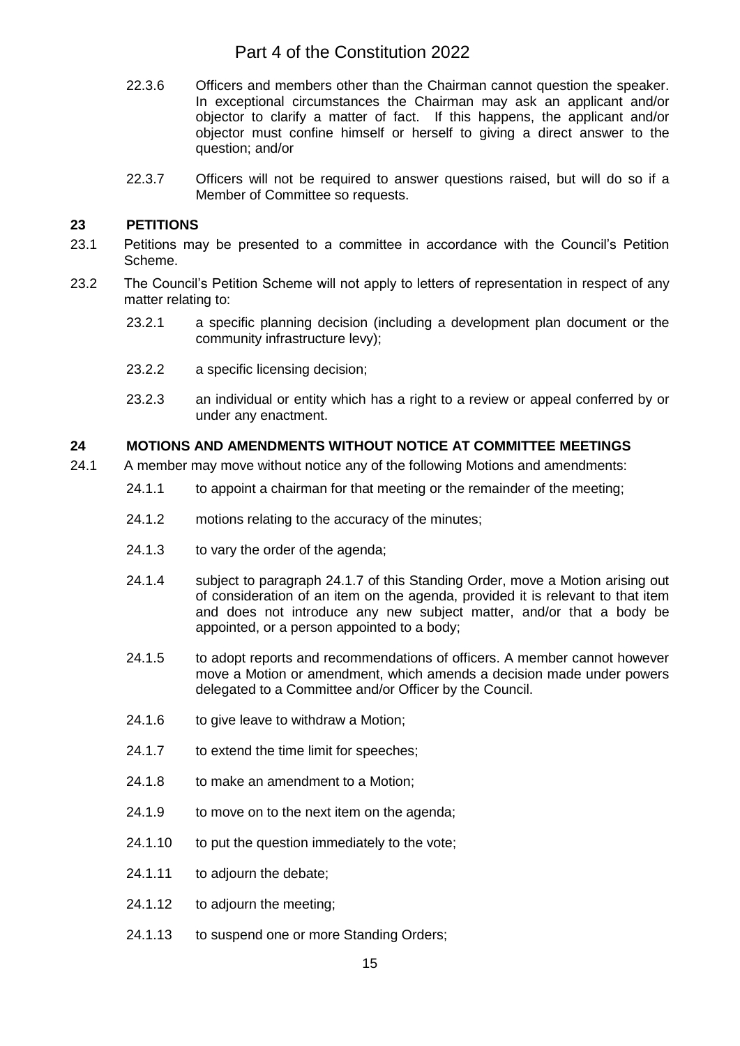22.3.6 Officers and members other than the Chairman cannot question the speaker. In exceptional circumstances the Chairman may ask an applicant and/or objector to clarify a matter of fact. If this happens, the applicant and/or objector must confine himself or herself to giving a direct answer to the question; and/or

22.3.7 Officers will not be required to answer questions raised, but will do so if a Member of Committee so requests.

## 23 PETITIONS

23.1 Petitions may be presented to a committee in accordance with the Council's Petition Scheme.

23.2 The Council's Petition Scheme will not apply to letters of representation in respect of any matter relating to:

23.2.1 a specific planning decision (including a development plan document or the community infrastructure levy);

23.2.2 a specific licensing decision;

23.2.3 an individual or entity which has a right to a review or appeal conferred by or under any enactment.

## 24 MOTIONS AND AMENDMENTS WITHOUT NOTICE AT COMMITTEE MEETINGS

24.1 A member may move without notice any of the following Motions and amendments:

24.1.1 to appoint a chairman for that meeting or the remainder of the meeting;

24.1.2 motions relating to the accuracy of the minutes;

24.1.3 to vary the order of the agenda;

24.1.4 subject to paragraph 24.1.7 of this Standing Order, move a Motion arising out of consideration of an item on the agenda, provided it is relevant to that item and does not introduce any new subject matter, and/or that a body be appointed, or a person appointed to a body;

24.1.5 to adopt reports and recommendations of officers. A member cannot however move a Motion or amendment, which amends a decision made under powers delegated to a Committee and/or Officer by the Council.

24.1.6 to give leave to withdraw a Motion;

24.1.7 to extend the time limit for speeches;

24.1.8 to make an amendment to a Motion;

24.1.9 to move on to the next item on the agenda;

24.1.10 to put the question immediately to the vote;

24.1.11 to adjourn the debate;

24.1.12 to adjourn the meeting;

24.1.13 to suspend one or more Standing Orders;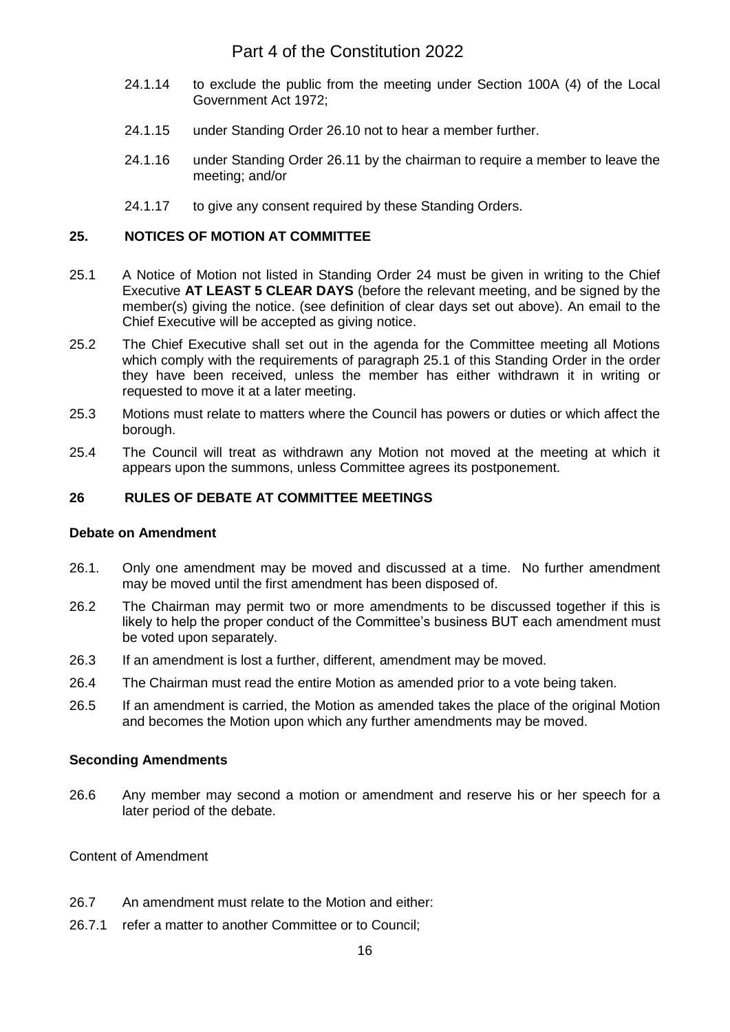24.1.14 to exclude the public from the meeting under Section 100A (4) of the Local Government Act 1972;

24.1.15 under Standing Order 26.10 not to hear a member further.

24.1.16 under Standing Order 26.11 by the chairman to require a member to leave the meeting; and/or

24.1.17 to give any consent required by these Standing Orders.

## 25. NOTICES OF MOTION AT COMMITTEE

25.1 A Notice of Motion not listed in Standing Order 24 must be given in writing to the Chief Executive **AT LEAST 5 CLEAR DAYS** (before the relevant meeting, and be signed by the member(s) giving the notice. (see definition of clear days set out above). An email to the Chief Executive will be accepted as giving notice.

25.2 The Chief Executive shall set out in the agenda for the Committee meeting all Motions which comply with the requirements of paragraph 25.1 of this Standing Order in the order they have been received, unless the member has either withdrawn it in writing or requested to move it at a later meeting.

25.3 Motions must relate to matters where the Council has powers or duties or which affect the borough.

25.4 The Council will treat as withdrawn any Motion not moved at the meeting at which it appears upon the summons, unless Committee agrees its postponement.

## 26 RULES OF DEBATE AT COMMITTEE MEETINGS

### Debate on Amendment

26.1. Only one amendment may be moved and discussed at a time. No further amendment may be moved until the first amendment has been disposed of.

26.2 The Chairman may permit two or more amendments to be discussed together if this is likely to help the proper conduct of the Committee's business BUT each amendment must be voted upon separately.

26.3 If an amendment is lost a further, different, amendment may be moved.

26.4 The Chairman must read the entire Motion as amended prior to a vote being taken.

26.5 If an amendment is carried, the Motion as amended takes the place of the original Motion and becomes the Motion upon which any further amendments may be moved.

### Seconding Amendments

26.6 Any member may second a motion or amendment and reserve his or her speech for a later period of the debate.

Content of Amendment

26.7 An amendment must relate to the Motion and either:

26.7.1 refer a matter to another Committee or to Council;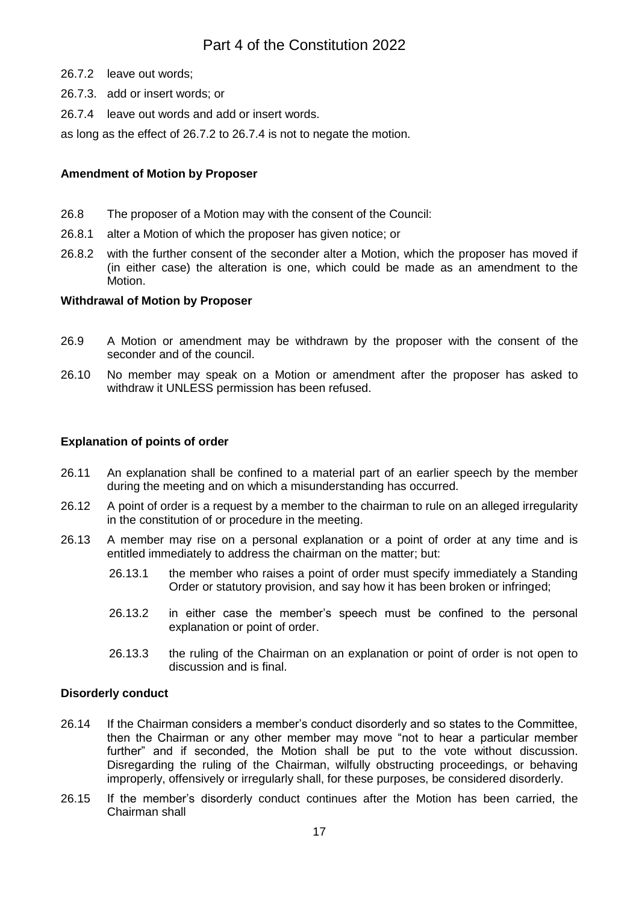26.7.2 leave out words;

26.7.3. add or insert words; or

26.7.4 leave out words and add or insert words.

as long as the effect of 26.7.2 to 26.7.4 is not to negate the motion.

**Amendment of Motion by Proposer**

26.8 The proposer of a Motion may with the consent of the Council:

26.8.1 alter a Motion of which the proposer has given notice; or

26.8.2 with the further consent of the seconder alter a Motion, which the proposer has moved if (in either case) the alteration is one, which could be made as an amendment to the Motion.

**Withdrawal of Motion by Proposer**

26.9 A Motion or amendment may be withdrawn by the proposer with the consent of the seconder and of the council.

26.10 No member may speak on a Motion or amendment after the proposer has asked to withdraw it UNLESS permission has been refused.

**Explanation of points of order**

26.11 An explanation shall be confined to a material part of an earlier speech by the member during the meeting and on which a misunderstanding has occurred.

26.12 A point of order is a request by a member to the chairman to rule on an alleged irregularity in the constitution of or procedure in the meeting.

26.13 A member may rise on a personal explanation or a point of order at any time and is entitled immediately to address the chairman on the matter; but:

26.13.1 the member who raises a point of order must specify immediately a Standing Order or statutory provision, and say how it has been broken or infringed;

26.13.2 in either case the member's speech must be confined to the personal explanation or point of order.

26.13.3 the ruling of the Chairman on an explanation or point of order is not open to discussion and is final.

**Disorderly conduct**

26.14 If the Chairman considers a member's conduct disorderly and so states to the Committee, then the Chairman or any other member may move "not to hear a particular member further" and if seconded, the Motion shall be put to the vote without discussion. Disregarding the ruling of the Chairman, wilfully obstructing proceedings, or behaving improperly, offensively or irregularly shall, for these purposes, be considered disorderly.

26.15 If the member's disorderly conduct continues after the Motion has been carried, the Chairman shall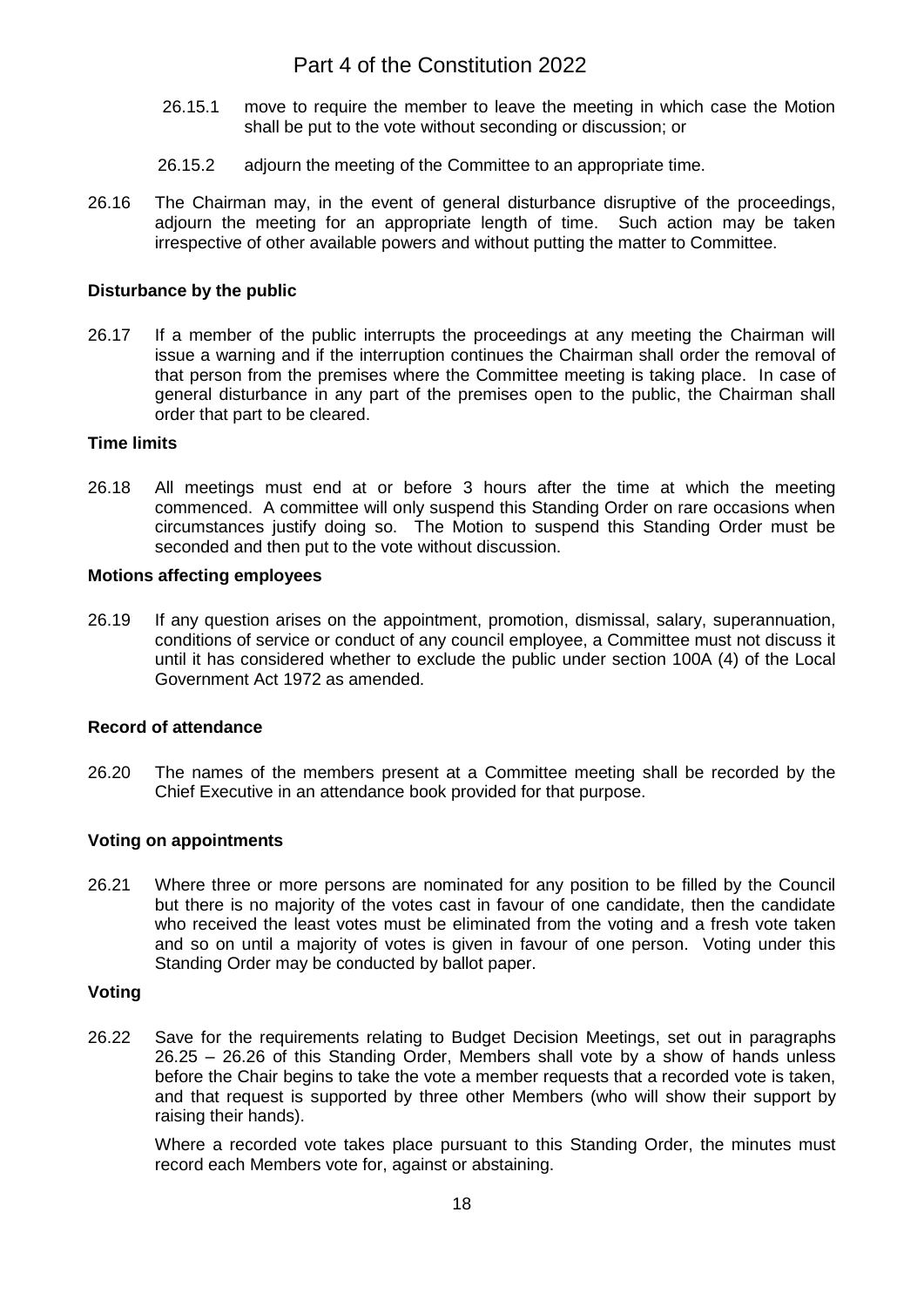26.15.1 move to require the member to leave the meeting in which case the Motion shall be put to the vote without seconding or discussion; or

26.15.2 adjourn the meeting of the Committee to an appropriate time.

26.16 The Chairman may, in the event of general disturbance disruptive of the proceedings, adjourn the meeting for an appropriate length of time. Such action may be taken irrespective of other available powers and without putting the matter to Committee.

**Disturbance by the public**

26.17 If a member of the public interrupts the proceedings at any meeting the Chairman will issue a warning and if the interruption continues the Chairman shall order the removal of that person from the premises where the Committee meeting is taking place. In case of general disturbance in any part of the premises open to the public, the Chairman shall order that part to be cleared.

**Time limits**

26.18 All meetings must end at or before 3 hours after the time at which the meeting commenced. A committee will only suspend this Standing Order on rare occasions when circumstances justify doing so. The Motion to suspend this Standing Order must be seconded and then put to the vote without discussion.

**Motions affecting employees**

26.19 If any question arises on the appointment, promotion, dismissal, salary, superannuation, conditions of service or conduct of any council employee, a Committee must not discuss it until it has considered whether to exclude the public under section 100A (4) of the Local Government Act 1972 as amended.

**Record of attendance**

26.20 The names of the members present at a Committee meeting shall be recorded by the Chief Executive in an attendance book provided for that purpose.

**Voting on appointments**

26.21 Where three or more persons are nominated for any position to be filled by the Council but there is no majority of the votes cast in favour of one candidate, then the candidate who received the least votes must be eliminated from the voting and a fresh vote taken and so on until a majority of votes is given in favour of one person. Voting under this Standing Order may be conducted by ballot paper.

**Voting**

26.22 Save for the requirements relating to Budget Decision Meetings, set out in paragraphs 26.25 – 26.26 of this Standing Order, Members shall vote by a show of hands unless before the Chair begins to take the vote a member requests that a recorded vote is taken, and that request is supported by three other Members (who will show their support by raising their hands).

Where a recorded vote takes place pursuant to this Standing Order, the minutes must record each Members vote for, against or abstaining.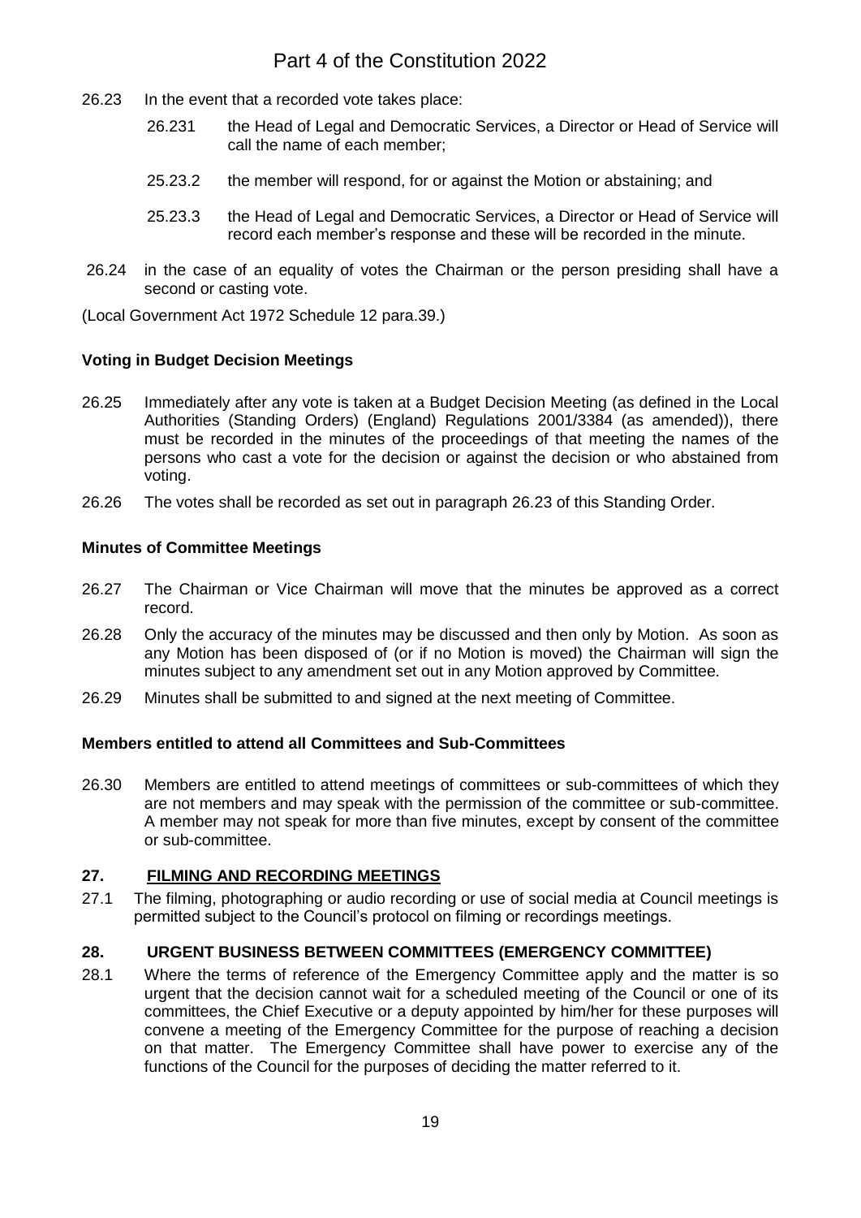26.23 In the event that a recorded vote takes place:

26.231 the Head of Legal and Democratic Services, a Director or Head of Service will call the name of each member;

25.23.2 the member will respond, for or against the Motion or abstaining; and

25.23.3 the Head of Legal and Democratic Services, a Director or Head of Service will record each member's response and these will be recorded in the minute.

26.24 in the case of an equality of votes the Chairman or the person presiding shall have a second or casting vote.

(Local Government Act 1972 Schedule 12 para.39.)

**Voting in Budget Decision Meetings**

26.25 Immediately after any vote is taken at a Budget Decision Meeting (as defined in the Local Authorities (Standing Orders) (England) Regulations 2001/3384 (as amended)), there must be recorded in the minutes of the proceedings of that meeting the names of the persons who cast a vote for the decision or against the decision or who abstained from voting.

26.26 The votes shall be recorded as set out in paragraph 26.23 of this Standing Order.

**Minutes of Committee Meetings**

26.27 The Chairman or Vice Chairman will move that the minutes be approved as a correct record.

26.28 Only the accuracy of the minutes may be discussed and then only by Motion. As soon as any Motion has been disposed of (or if no Motion is moved) the Chairman will sign the minutes subject to any amendment set out in any Motion approved by Committee.

26.29 Minutes shall be submitted to and signed at the next meeting of Committee.

**Members entitled to attend all Committees and Sub-Committees**

26.30 Members are entitled to attend meetings of committees or sub-committees of which they are not members and may speak with the permission of the committee or sub-committee. A member may not speak for more than five minutes, except by consent of the committee or sub-committee.

## 27. FILMING AND RECORDING MEETINGS

27.1 The filming, photographing or audio recording or use of social media at Council meetings is permitted subject to the Council's protocol on filming or recordings meetings.

## 28. URGENT BUSINESS BETWEEN COMMITTEES (EMERGENCY COMMITTEE)

28.1 Where the terms of reference of the Emergency Committee apply and the matter is so urgent that the decision cannot wait for a scheduled meeting of the Council or one of its committees, the Chief Executive or a deputy appointed by him/her for these purposes will convene a meeting of the Emergency Committee for the purpose of reaching a decision on that matter. The Emergency Committee shall have power to exercise any of the functions of the Council for the purposes of deciding the matter referred to it.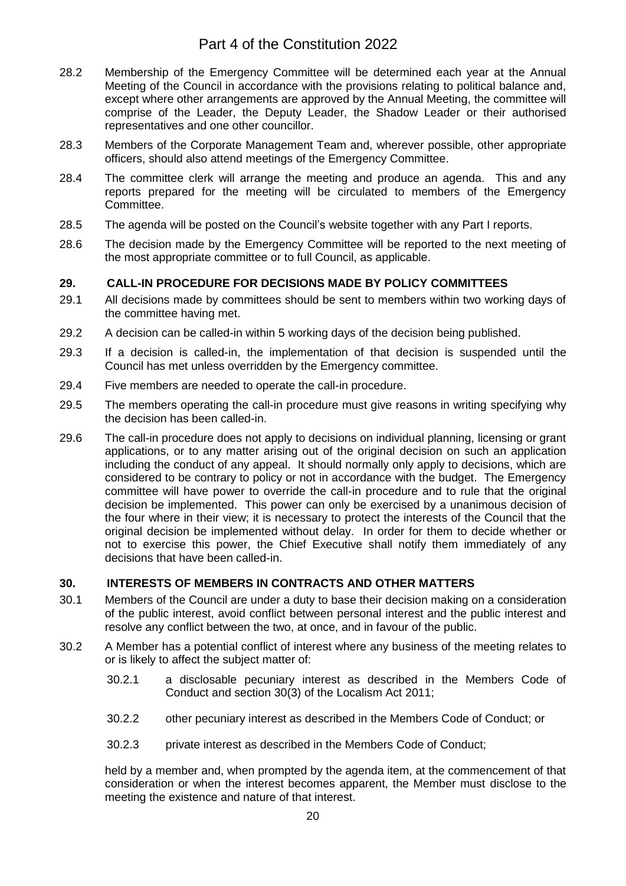28.2 Membership of the Emergency Committee will be determined each year at the Annual Meeting of the Council in accordance with the provisions relating to political balance and, except where other arrangements are approved by the Annual Meeting, the committee will comprise of the Leader, the Deputy Leader, the Shadow Leader or their authorised representatives and one other councillor.

28.3 Members of the Corporate Management Team and, wherever possible, other appropriate officers, should also attend meetings of the Emergency Committee.

28.4 The committee clerk will arrange the meeting and produce an agenda. This and any reports prepared for the meeting will be circulated to members of the Emergency Committee.

28.5 The agenda will be posted on the Council's website together with any Part I reports.

28.6 The decision made by the Emergency Committee will be reported to the next meeting of the most appropriate committee or to full Council, as applicable.

## 29. CALL-IN PROCEDURE FOR DECISIONS MADE BY POLICY COMMITTEES

29.1 All decisions made by committees should be sent to members within two working days of the committee having met.

29.2 A decision can be called-in within 5 working days of the decision being published.

29.3 If a decision is called-in, the implementation of that decision is suspended until the Council has met unless overridden by the Emergency committee.

29.4 Five members are needed to operate the call-in procedure.

29.5 The members operating the call-in procedure must give reasons in writing specifying why the decision has been called-in.

29.6 The call-in procedure does not apply to decisions on individual planning, licensing or grant applications, or to any matter arising out of the original decision on such an application including the conduct of any appeal. It should normally only apply to decisions, which are considered to be contrary to policy or not in accordance with the budget. The Emergency committee will have power to override the call-in procedure and to rule that the original decision be implemented. This power can only be exercised by a unanimous decision of the four where in their view; it is necessary to protect the interests of the Council that the original decision be implemented without delay. In order for them to decide whether or not to exercise this power, the Chief Executive shall notify them immediately of any decisions that have been called-in.

## 30. INTERESTS OF MEMBERS IN CONTRACTS AND OTHER MATTERS

30.1 Members of the Council are under a duty to base their decision making on a consideration of the public interest, avoid conflict between personal interest and the public interest and resolve any conflict between the two, at once, and in favour of the public.

30.2 A Member has a potential conflict of interest where any business of the meeting relates to or is likely to affect the subject matter of:

30.2.1 a disclosable pecuniary interest as described in the Members Code of Conduct and section 30(3) of the Localism Act 2011;

30.2.2 other pecuniary interest as described in the Members Code of Conduct; or

30.2.3 private interest as described in the Members Code of Conduct;

held by a member and, when prompted by the agenda item, at the commencement of that consideration or when the interest becomes apparent, the Member must disclose to the meeting the existence and nature of that interest.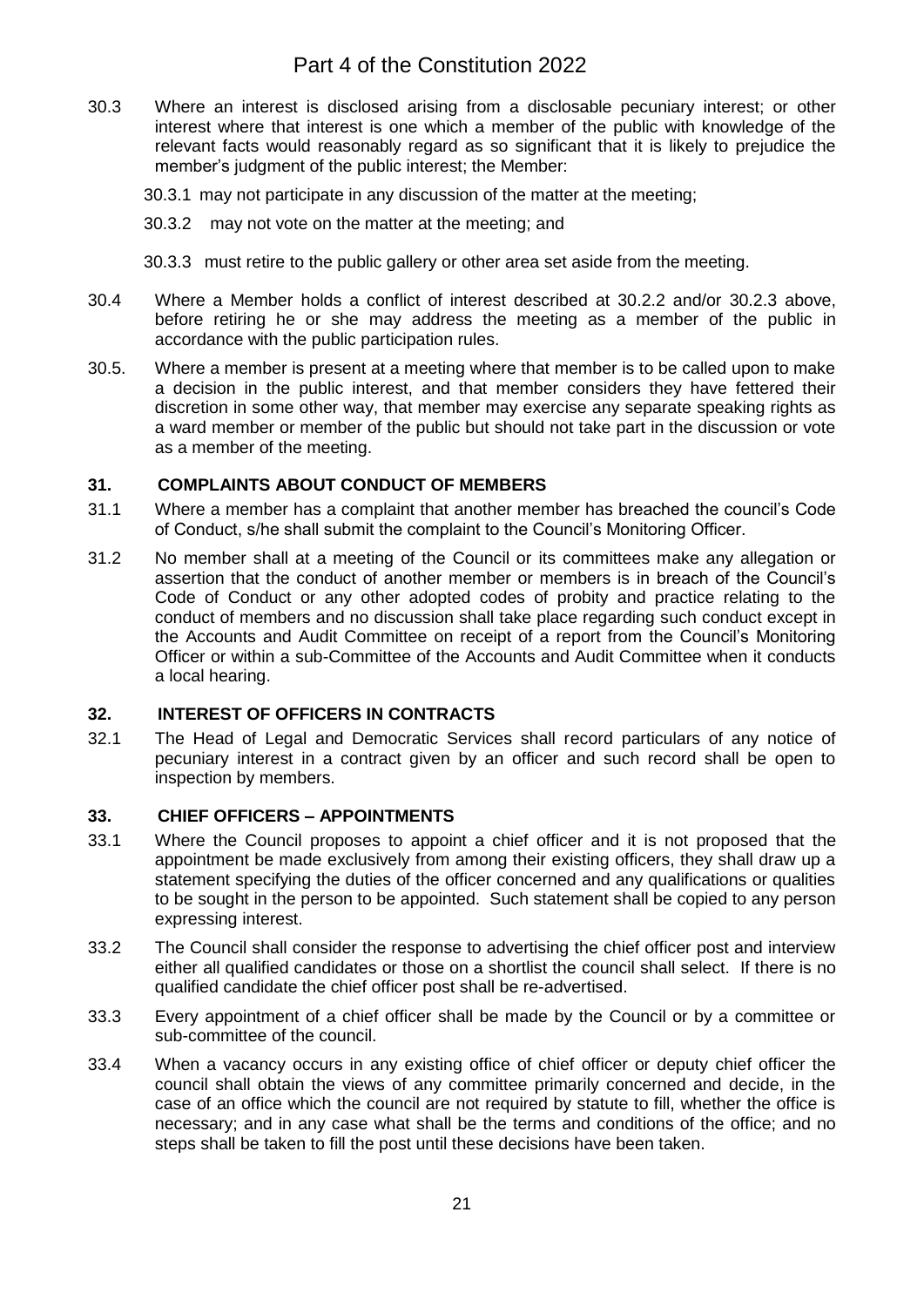30.3 Where an interest is disclosed arising from a disclosable pecuniary interest; or other interest where that interest is one which a member of the public with knowledge of the relevant facts would reasonably regard as so significant that it is likely to prejudice the member's judgment of the public interest; the Member:

30.3.1 may not participate in any discussion of the matter at the meeting;

30.3.2 may not vote on the matter at the meeting; and

30.3.3 must retire to the public gallery or other area set aside from the meeting.

30.4 Where a Member holds a conflict of interest described at 30.2.2 and/or 30.2.3 above, before retiring he or she may address the meeting as a member of the public in accordance with the public participation rules.

30.5. Where a member is present at a meeting where that member is to be called upon to make a decision in the public interest, and that member considers they have fettered their discretion in some other way, that member may exercise any separate speaking rights as a ward member or member of the public but should not take part in the discussion or vote as a member of the meeting.

## 31. COMPLAINTS ABOUT CONDUCT OF MEMBERS

31.1 Where a member has a complaint that another member has breached the council's Code of Conduct, s/he shall submit the complaint to the Council's Monitoring Officer.

31.2 No member shall at a meeting of the Council or its committees make any allegation or assertion that the conduct of another member or members is in breach of the Council's Code of Conduct or any other adopted codes of probity and practice relating to the conduct of members and no discussion shall take place regarding such conduct except in the Accounts and Audit Committee on receipt of a report from the Council's Monitoring Officer or within a sub-Committee of the Accounts and Audit Committee when it conducts a local hearing.

## 32. INTEREST OF OFFICERS IN CONTRACTS

32.1 The Head of Legal and Democratic Services shall record particulars of any notice of pecuniary interest in a contract given by an officer and such record shall be open to inspection by members.

## 33. CHIEF OFFICERS – APPOINTMENTS

33.1 Where the Council proposes to appoint a chief officer and it is not proposed that the appointment be made exclusively from among their existing officers, they shall draw up a statement specifying the duties of the officer concerned and any qualifications or qualities to be sought in the person to be appointed. Such statement shall be copied to any person expressing interest.

33.2 The Council shall consider the response to advertising the chief officer post and interview either all qualified candidates or those on a shortlist the council shall select. If there is no qualified candidate the chief officer post shall be re-advertised.

33.3 Every appointment of a chief officer shall be made by the Council or by a committee or sub-committee of the council.

33.4 When a vacancy occurs in any existing office of chief officer or deputy chief officer the council shall obtain the views of any committee primarily concerned and decide, in the case of an office which the council are not required by statute to fill, whether the office is necessary; and in any case what shall be the terms and conditions of the office; and no steps shall be taken to fill the post until these decisions have been taken.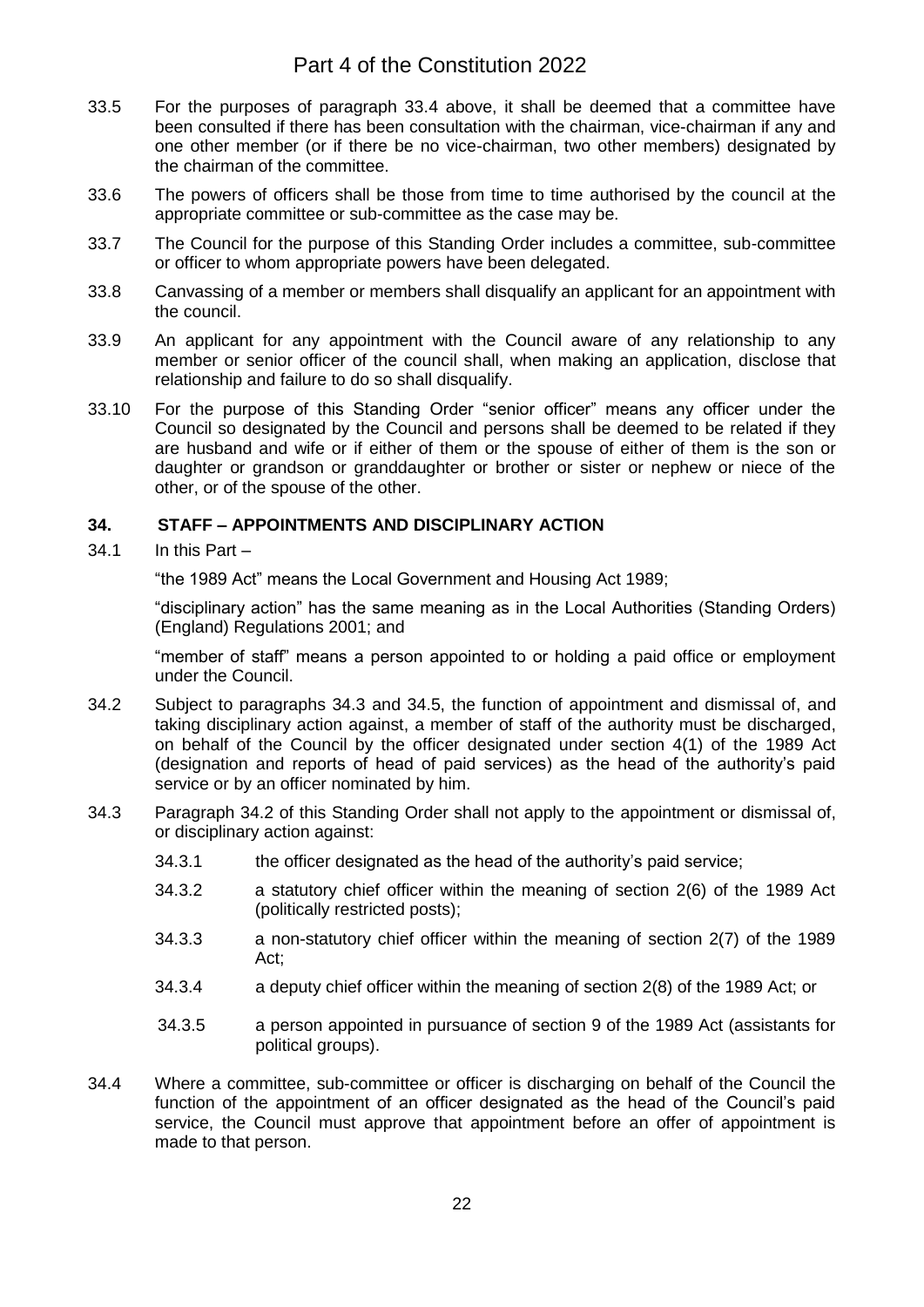33.5 For the purposes of paragraph 33.4 above, it shall be deemed that a committee have been consulted if there has been consultation with the chairman, vice-chairman if any and one other member (or if there be no vice-chairman, two other members) designated by the chairman of the committee.

33.6 The powers of officers shall be those from time to time authorised by the council at the appropriate committee or sub-committee as the case may be.

33.7 The Council for the purpose of this Standing Order includes a committee, sub-committee or officer to whom appropriate powers have been delegated.

33.8 Canvassing of a member or members shall disqualify an applicant for an appointment with the council.

33.9 An applicant for any appointment with the Council aware of any relationship to any member or senior officer of the council shall, when making an application, disclose that relationship and failure to do so shall disqualify.

33.10 For the purpose of this Standing Order "senior officer" means any officer under the Council so designated by the Council and persons shall be deemed to be related if they are husband and wife or if either of them or the spouse of either of them is the son or daughter or grandson or granddaughter or brother or sister or nephew or niece of the other, or of the spouse of the other.

## 34. STAFF – APPOINTMENTS AND DISCIPLINARY ACTION

34.1 In this Part –

"the 1989 Act" means the Local Government and Housing Act 1989;

"disciplinary action" has the same meaning as in the Local Authorities (Standing Orders) (England) Regulations 2001; and

"member of staff" means a person appointed to or holding a paid office or employment under the Council.

34.2 Subject to paragraphs 34.3 and 34.5, the function of appointment and dismissal of, and taking disciplinary action against, a member of staff of the authority must be discharged, on behalf of the Council by the officer designated under section 4(1) of the 1989 Act (designation and reports of head of paid services) as the head of the authority's paid service or by an officer nominated by him.

34.3 Paragraph 34.2 of this Standing Order shall not apply to the appointment or dismissal of, or disciplinary action against:

- 34.3.1 the officer designated as the head of the authority's paid service;
- 34.3.2 a statutory chief officer within the meaning of section 2(6) of the 1989 Act (politically restricted posts);
- 34.3.3 a non-statutory chief officer within the meaning of section 2(7) of the 1989 Act;
- 34.3.4 a deputy chief officer within the meaning of section 2(8) of the 1989 Act; or
- 34.3.5 a person appointed in pursuance of section 9 of the 1989 Act (assistants for political groups).

34.4 Where a committee, sub-committee or officer is discharging on behalf of the Council the function of the appointment of an officer designated as the head of the Council's paid service, the Council must approve that appointment before an offer of appointment is made to that person.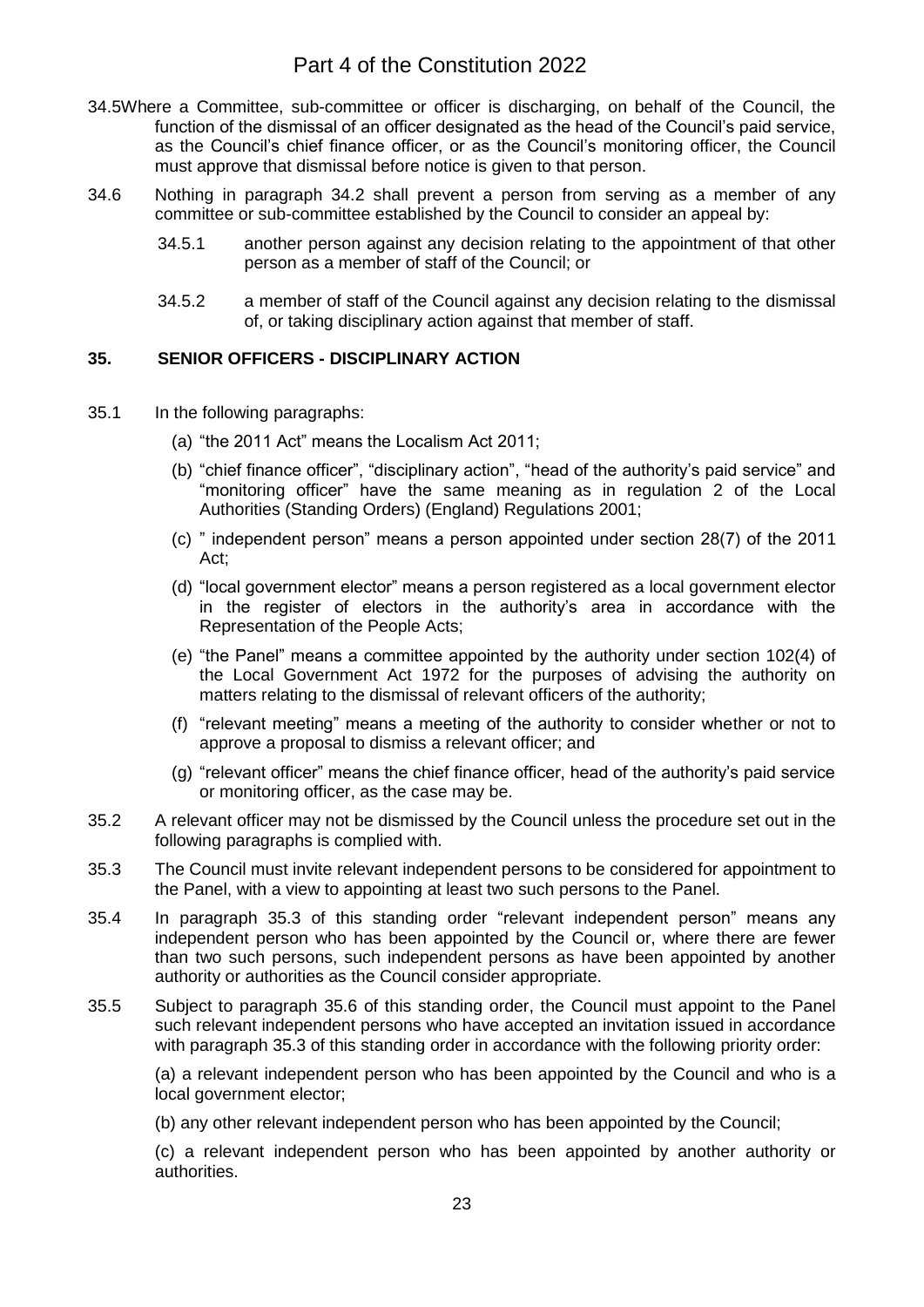34.5Where a Committee, sub-committee or officer is discharging, on behalf of the Council, the function of the dismissal of an officer designated as the head of the Council's paid service, as the Council's chief finance officer, or as the Council's monitoring officer, the Council must approve that dismissal before notice is given to that person.

34.6 Nothing in paragraph 34.2 shall prevent a person from serving as a member of any committee or sub-committee established by the Council to consider an appeal by:

34.5.1 another person against any decision relating to the appointment of that other person as a member of staff of the Council; or

34.5.2 a member of staff of the Council against any decision relating to the dismissal of, or taking disciplinary action against that member of staff.

**35. SENIOR OFFICERS - DISCIPLINARY ACTION**

35.1 In the following paragraphs:

(a) "the 2011 Act" means the Localism Act 2011;

(b) "chief finance officer", "disciplinary action", "head of the authority's paid service" and "monitoring officer" have the same meaning as in regulation 2 of the Local Authorities (Standing Orders) (England) Regulations 2001;

(c) " independent person" means a person appointed under section 28(7) of the 2011 Act;

(d) "local government elector" means a person registered as a local government elector in the register of electors in the authority's area in accordance with the Representation of the People Acts;

(e) "the Panel" means a committee appointed by the authority under section 102(4) of the Local Government Act 1972 for the purposes of advising the authority on matters relating to the dismissal of relevant officers of the authority;

(f) "relevant meeting" means a meeting of the authority to consider whether or not to approve a proposal to dismiss a relevant officer; and

(g) "relevant officer" means the chief finance officer, head of the authority's paid service or monitoring officer, as the case may be.

35.2 A relevant officer may not be dismissed by the Council unless the procedure set out in the following paragraphs is complied with.

35.3 The Council must invite relevant independent persons to be considered for appointment to the Panel, with a view to appointing at least two such persons to the Panel.

35.4 In paragraph 35.3 of this standing order "relevant independent person" means any independent person who has been appointed by the Council or, where there are fewer than two such persons, such independent persons as have been appointed by another authority or authorities as the Council consider appropriate.

35.5 Subject to paragraph 35.6 of this standing order, the Council must appoint to the Panel such relevant independent persons who have accepted an invitation issued in accordance with paragraph 35.3 of this standing order in accordance with the following priority order:

(a) a relevant independent person who has been appointed by the Council and who is a local government elector;

(b) any other relevant independent person who has been appointed by the Council;

(c) a relevant independent person who has been appointed by another authority or authorities.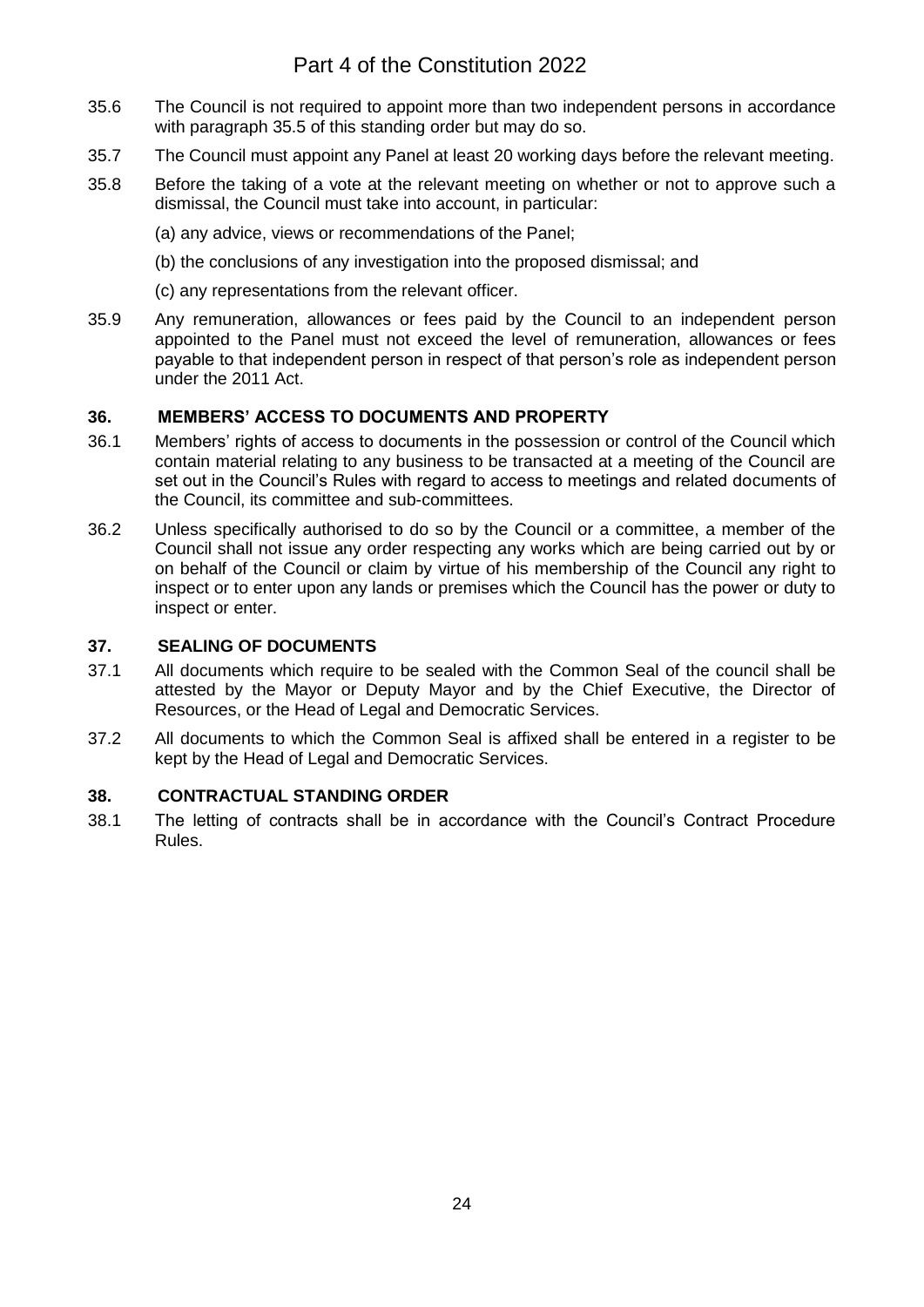35.6 The Council is not required to appoint more than two independent persons in accordance with paragraph 35.5 of this standing order but may do so.

35.7 The Council must appoint any Panel at least 20 working days before the relevant meeting.

35.8 Before the taking of a vote at the relevant meeting on whether or not to approve such a dismissal, the Council must take into account, in particular:

(a) any advice, views or recommendations of the Panel;

(b) the conclusions of any investigation into the proposed dismissal; and

(c) any representations from the relevant officer.

35.9 Any remuneration, allowances or fees paid by the Council to an independent person appointed to the Panel must not exceed the level of remuneration, allowances or fees payable to that independent person in respect of that person's role as independent person under the 2011 Act.

### 36. MEMBERS' ACCESS TO DOCUMENTS AND PROPERTY

36.1 Members' rights of access to documents in the possession or control of the Council which contain material relating to any business to be transacted at a meeting of the Council are set out in the Council's Rules with regard to access to meetings and related documents of the Council, its committee and sub-committees.

36.2 Unless specifically authorised to do so by the Council or a committee, a member of the Council shall not issue any order respecting any works which are being carried out by or on behalf of the Council or claim by virtue of his membership of the Council any right to inspect or to enter upon any lands or premises which the Council has the power or duty to inspect or enter.

### 37. SEALING OF DOCUMENTS

37.1 All documents which require to be sealed with the Common Seal of the council shall be attested by the Mayor or Deputy Mayor and by the Chief Executive, the Director of Resources, or the Head of Legal and Democratic Services.

37.2 All documents to which the Common Seal is affixed shall be entered in a register to be kept by the Head of Legal and Democratic Services.

### 38. CONTRACTUAL STANDING ORDER

38.1 The letting of contracts shall be in accordance with the Council's Contract Procedure Rules.